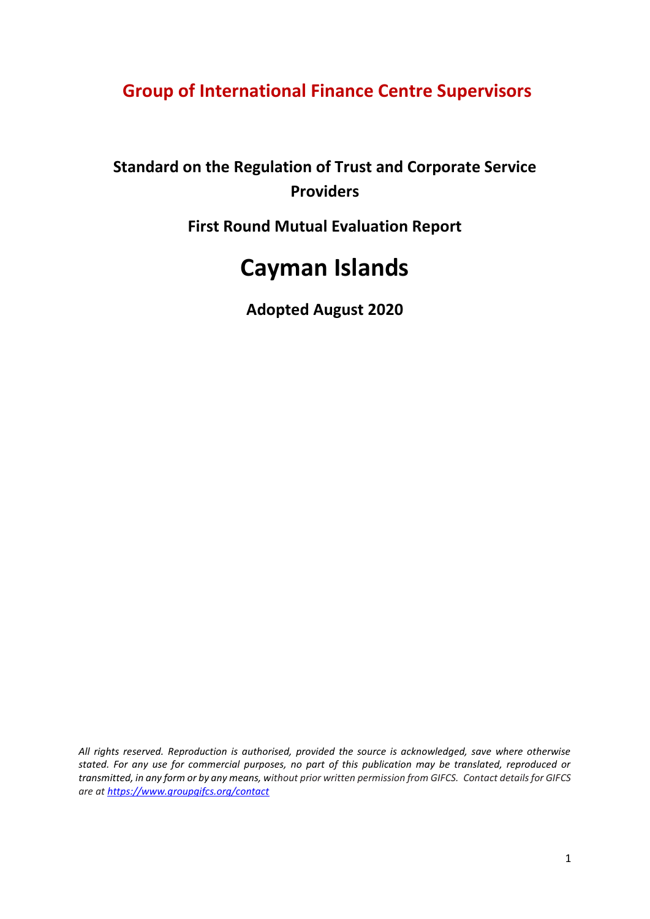# Group of International Finance Centre Supervisors

## Standard on the Regulation of Trust and Corporate Service Providers

### First Round Mutual Evaluation Report

# Cayman Islands

### Adopted August 2020

*All rights reserved. Reproduction is authorised, provided the source is acknowledged, save where otherwise stated. For any use for commercial purposes, no part of this publication may be translated, reproduced or transmitted, in any form or by any means, without prior written permission from GIFCS. Contact details for GIFCS are at [https://www.groupgifcs.org/contact](https://www.groupgifcs.org/contact)*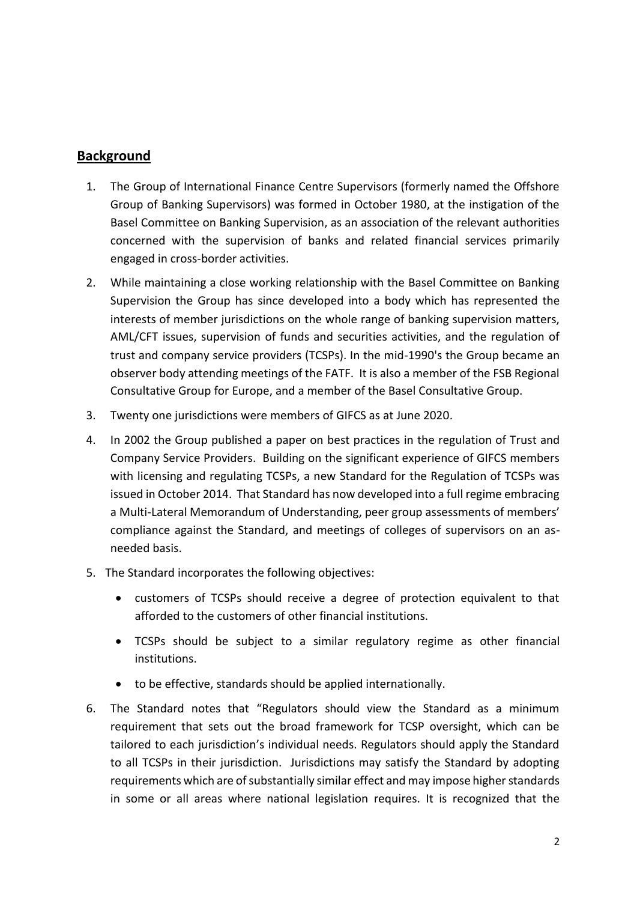## Background

1. The Group of International Finance Centre Supervisors (formerly named the Offshore Group of Banking Supervisors) was formed in October 1980, at the instigation of the Basel Committee on Banking Supervision, as an association of the relevant authorities concerned with the supervision of banks and related financial services primarily engaged in cross-border activities.

2. While maintaining a close working relationship with the Basel Committee on Banking Supervision the Group has since developed into a body which has represented the interests of member jurisdictions on the whole range of banking supervision matters, AML/CFT issues, supervision of funds and securities activities, and the regulation of trust and company service providers (TCSPs). In the mid-1990's the Group became an observer body attending meetings of the FATF. It is also a member of the FSB Regional Consultative Group for Europe, and a member of the Basel Consultative Group.

3. Twenty one jurisdictions were members of GIFCS as at June 2020.

4. In 2002 the Group published a paper on best practices in the regulation of Trust and Company Service Providers. Building on the significant experience of GIFCS members with licensing and regulating TCSPs, a new Standard for the Regulation of TCSPs was issued in October 2014. That Standard has now developed into a full regime embracing a Multi-Lateral Memorandum of Understanding, peer group assessments of members' compliance against the Standard, and meetings of colleges of supervisors on an as-needed basis.

5. The Standard incorporates the following objectives:

   - customers of TCSPs should receive a degree of protection equivalent to that afforded to the customers of other financial institutions.
   - TCSPs should be subject to a similar regulatory regime as other financial institutions.
   - to be effective, standards should be applied internationally.

6. The Standard notes that "Regulators should view the Standard as a minimum requirement that sets out the broad framework for TCSP oversight, which can be tailored to each jurisdiction's individual needs. Regulators should apply the Standard to all TCSPs in their jurisdiction. Jurisdictions may satisfy the Standard by adopting requirements which are of substantially similar effect and may impose higher standards in some or all areas where national legislation requires. It is recognized that the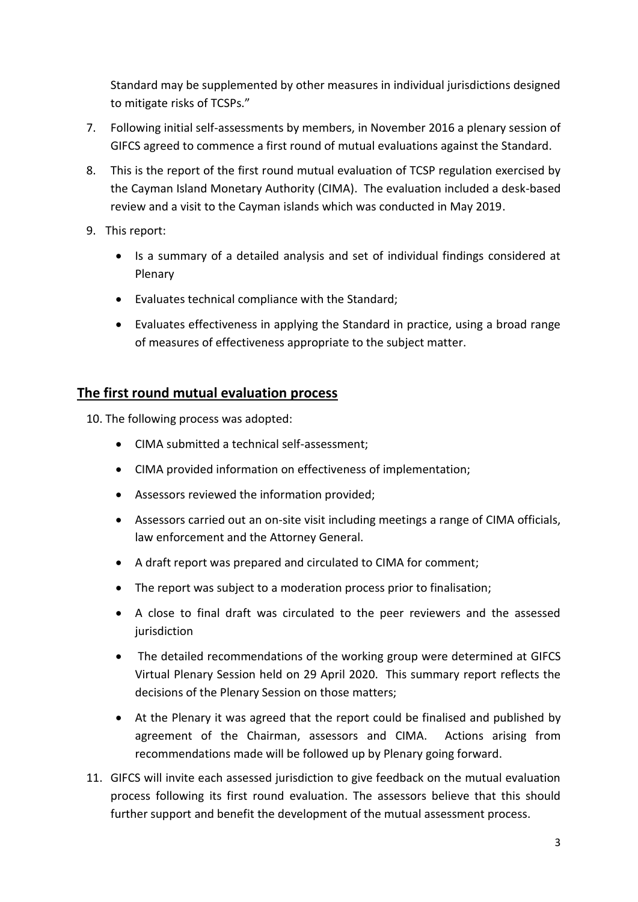Standard may be supplemented by other measures in individual jurisdictions designed to mitigate risks of TCSPs."

7. Following initial self-assessments by members, in November 2016 a plenary session of GIFCS agreed to commence a first round of mutual evaluations against the Standard.

8. This is the report of the first round mutual evaluation of TCSP regulation exercised by the Cayman Island Monetary Authority (CIMA). The evaluation included a desk-based review and a visit to the Cayman islands which was conducted in May 2019.

9. This report:

   - Is a summary of a detailed analysis and set of individual findings considered at Plenary
   - Evaluates technical compliance with the Standard;
   - Evaluates effectiveness in applying the Standard in practice, using a broad range of measures of effectiveness appropriate to the subject matter.

## The first round mutual evaluation process

10. The following process was adopted:

    - CIMA submitted a technical self-assessment;
    - CIMA provided information on effectiveness of implementation;
    - Assessors reviewed the information provided;
    - Assessors carried out an on-site visit including meetings a range of CIMA officials, law enforcement and the Attorney General.
    - A draft report was prepared and circulated to CIMA for comment;
    - The report was subject to a moderation process prior to finalisation;
    - A close to final draft was circulated to the peer reviewers and the assessed jurisdiction
    - The detailed recommendations of the working group were determined at GIFCS Virtual Plenary Session held on 29 April 2020. This summary report reflects the decisions of the Plenary Session on those matters;
    - At the Plenary it was agreed that the report could be finalised and published by agreement of the Chairman, assessors and CIMA. Actions arising from recommendations made will be followed up by Plenary going forward.

11. GIFCS will invite each assessed jurisdiction to give feedback on the mutual evaluation process following its first round evaluation. The assessors believe that this should further support and benefit the development of the mutual assessment process.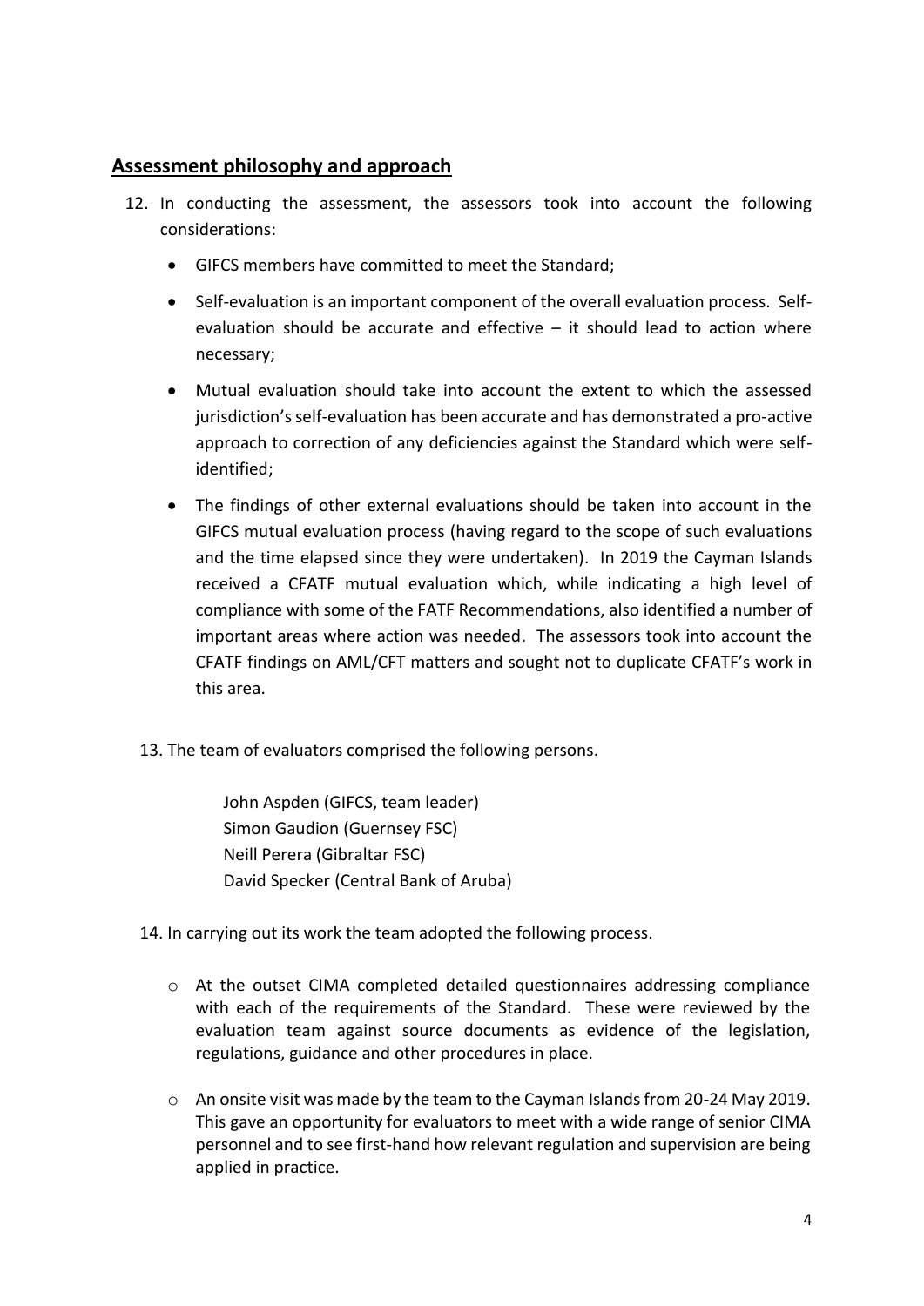## Assessment philosophy and approach

12. In conducting the assessment, the assessors took into account the following considerations:

    - GIFCS members have committed to meet the Standard;
    - Self-evaluation is an important component of the overall evaluation process. Self-evaluation should be accurate and effective – it should lead to action where necessary;
    - Mutual evaluation should take into account the extent to which the assessed jurisdiction's self-evaluation has been accurate and has demonstrated a pro-active approach to correction of any deficiencies against the Standard which were self-identified;
    - The findings of other external evaluations should be taken into account in the GIFCS mutual evaluation process (having regard to the scope of such evaluations and the time elapsed since they were undertaken). In 2019 the Cayman Islands received a CFATF mutual evaluation which, while indicating a high level of compliance with some of the FATF Recommendations, also identified a number of important areas where action was needed. The assessors took into account the CFATF findings on AML/CFT matters and sought not to duplicate CFATF's work in this area.

13. The team of evaluators comprised the following persons.

    John Aspden (GIFCS, team leader)  
    Simon Gaudion (Guernsey FSC)  
    Neill Perera (Gibraltar FSC)  
    David Specker (Central Bank of Aruba)

14. In carrying out its work the team adopted the following process.

    - At the outset CIMA completed detailed questionnaires addressing compliance with each of the requirements of the Standard. These were reviewed by the evaluation team against source documents as evidence of the legislation, regulations, guidance and other procedures in place.
    - An onsite visit was made by the team to the Cayman Islands from 20-24 May 2019. This gave an opportunity for evaluators to meet with a wide range of senior CIMA personnel and to see first-hand how relevant regulation and supervision are being applied in practice.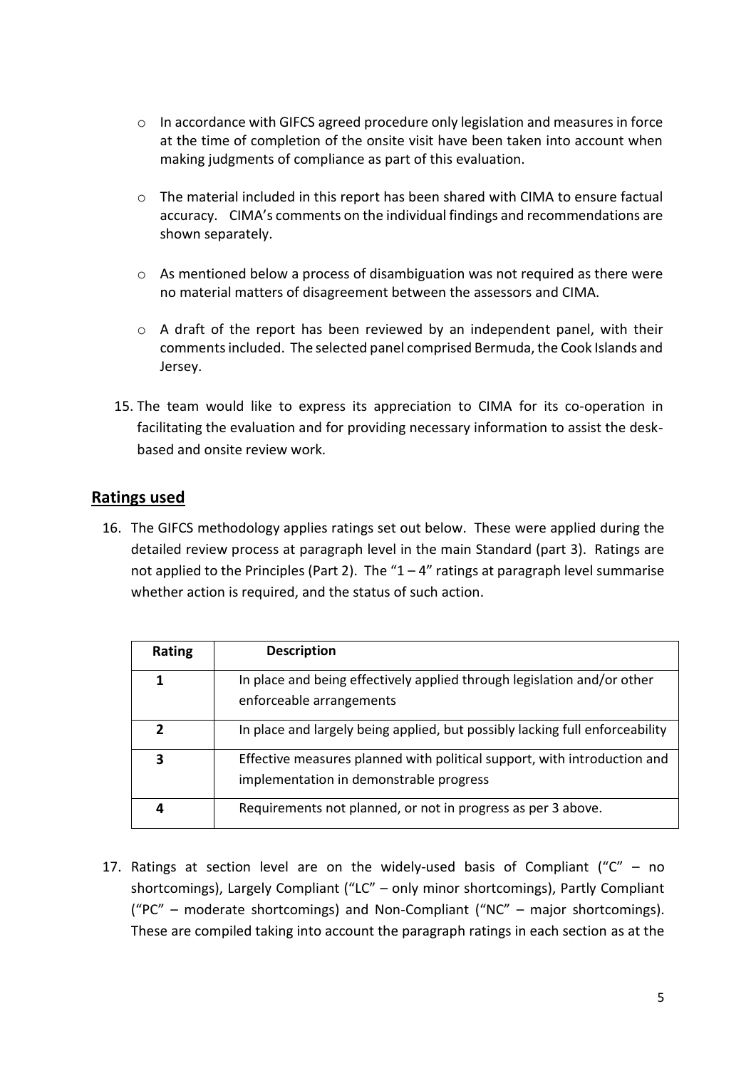- In accordance with GIFCS agreed procedure only legislation and measures in force at the time of completion of the onsite visit have been taken into account when making judgments of compliance as part of this evaluation.

- The material included in this report has been shared with CIMA to ensure factual accuracy. CIMA's comments on the individual findings and recommendations are shown separately.

- As mentioned below a process of disambiguation was not required as there were no material matters of disagreement between the assessors and CIMA.

- A draft of the report has been reviewed by an independent panel, with their comments included. The selected panel comprised Bermuda, the Cook Islands and Jersey.

15. The team would like to express its appreciation to CIMA for its co-operation in facilitating the evaluation and for providing necessary information to assist the desk-based and onsite review work.

## Ratings used

16. The GIFCS methodology applies ratings set out below. These were applied during the detailed review process at paragraph level in the main Standard (part 3). Ratings are not applied to the Principles (Part 2). The "1 – 4" ratings at paragraph level summarise whether action is required, and the status of such action.

| Rating | Description |
|---|---|
| 1 | In place and being effectively applied through legislation and/or other enforceable arrangements |
| 2 | In place and largely being applied, but possibly lacking full enforceability |
| 3 | Effective measures planned with political support, with introduction and implementation in demonstrable progress |
| 4 | Requirements not planned, or not in progress as per 3 above. |

17. Ratings at section level are on the widely-used basis of Compliant ("C" – no shortcomings), Largely Compliant ("LC" – only minor shortcomings), Partly Compliant ("PC" – moderate shortcomings) and Non-Compliant ("NC" – major shortcomings). These are compiled taking into account the paragraph ratings in each section as at the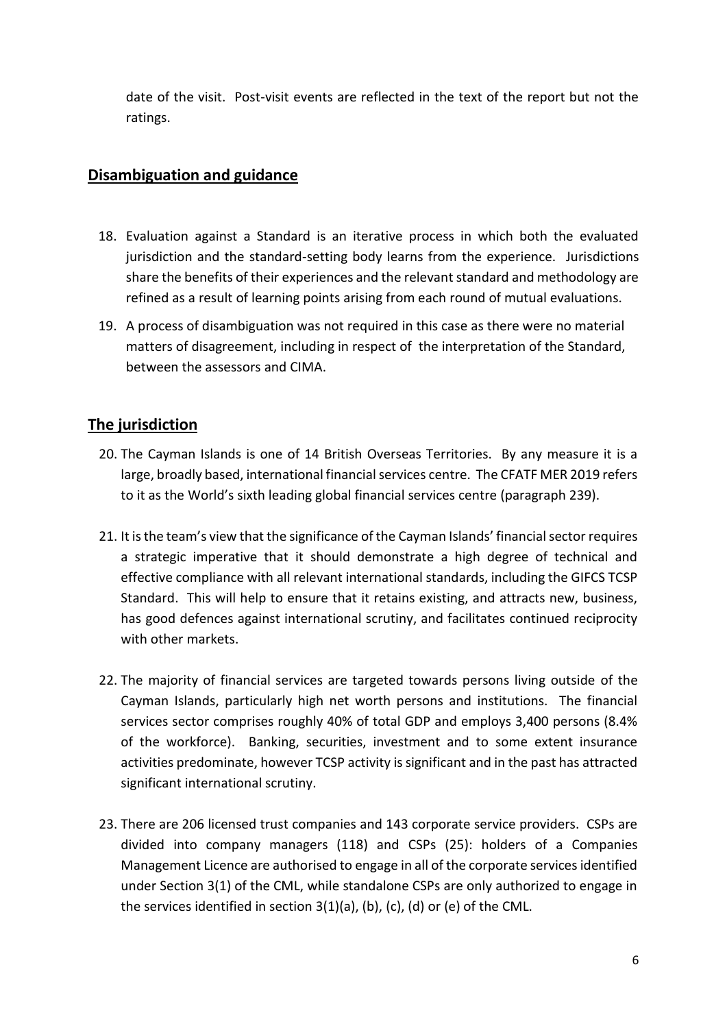date of the visit. Post-visit events are reflected in the text of the report but not the ratings.

## Disambiguation and guidance

18. Evaluation against a Standard is an iterative process in which both the evaluated jurisdiction and the standard-setting body learns from the experience. Jurisdictions share the benefits of their experiences and the relevant standard and methodology are refined as a result of learning points arising from each round of mutual evaluations.

19. A process of disambiguation was not required in this case as there were no material matters of disagreement, including in respect of the interpretation of the Standard, between the assessors and CIMA.

## The jurisdiction

20. The Cayman Islands is one of 14 British Overseas Territories. By any measure it is a large, broadly based, international financial services centre. The CFATF MER 2019 refers to it as the World's sixth leading global financial services centre (paragraph 239).

21. It is the team's view that the significance of the Cayman Islands' financial sector requires a strategic imperative that it should demonstrate a high degree of technical and effective compliance with all relevant international standards, including the GIFCS TCSP Standard. This will help to ensure that it retains existing, and attracts new, business, has good defences against international scrutiny, and facilitates continued reciprocity with other markets.

22. The majority of financial services are targeted towards persons living outside of the Cayman Islands, particularly high net worth persons and institutions. The financial services sector comprises roughly 40% of total GDP and employs 3,400 persons (8.4% of the workforce). Banking, securities, investment and to some extent insurance activities predominate, however TCSP activity is significant and in the past has attracted significant international scrutiny.

23. There are 206 licensed trust companies and 143 corporate service providers. CSPs are divided into company managers (118) and CSPs (25): holders of a Companies Management Licence are authorised to engage in all of the corporate services identified under Section 3(1) of the CML, while standalone CSPs are only authorized to engage in the services identified in section 3(1)(a), (b), (c), (d) or (e) of the CML.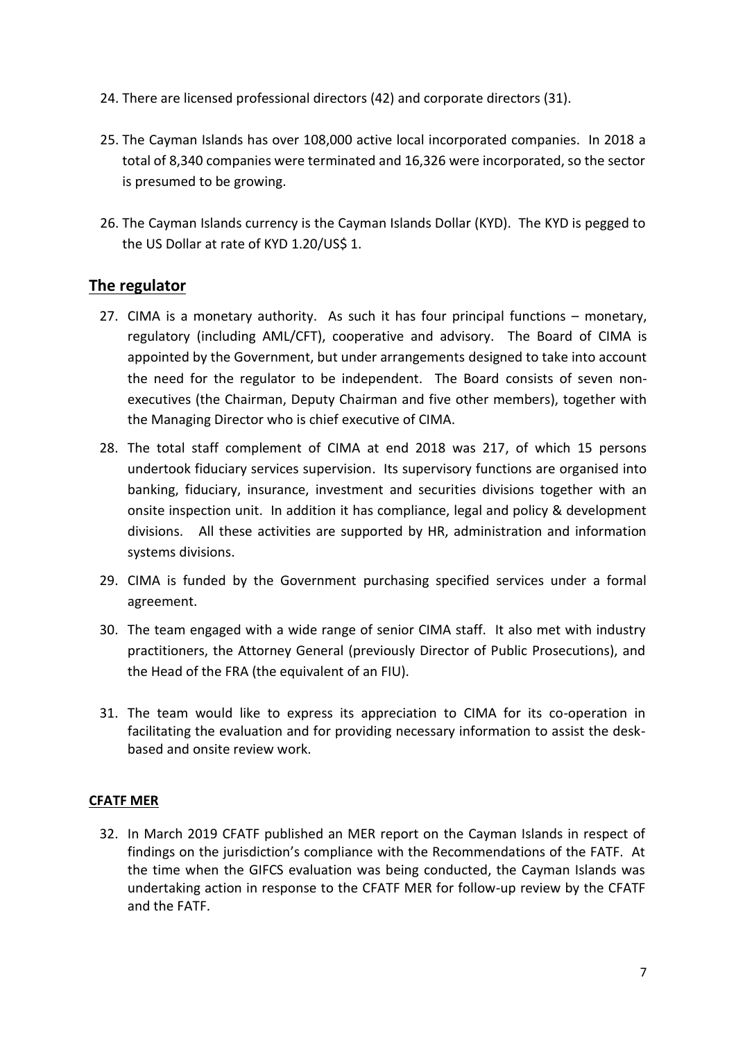24. There are licensed professional directors (42) and corporate directors (31).

25. The Cayman Islands has over 108,000 active local incorporated companies. In 2018 a total of 8,340 companies were terminated and 16,326 were incorporated, so the sector is presumed to be growing.

26. The Cayman Islands currency is the Cayman Islands Dollar (KYD). The KYD is pegged to the US Dollar at rate of KYD 1.20/US$ 1.

## The regulator

27. CIMA is a monetary authority. As such it has four principal functions – monetary, regulatory (including AML/CFT), cooperative and advisory. The Board of CIMA is appointed by the Government, but under arrangements designed to take into account the need for the regulator to be independent. The Board consists of seven non-executives (the Chairman, Deputy Chairman and five other members), together with the Managing Director who is chief executive of CIMA.

28. The total staff complement of CIMA at end 2018 was 217, of which 15 persons undertook fiduciary services supervision. Its supervisory functions are organised into banking, fiduciary, insurance, investment and securities divisions together with an onsite inspection unit. In addition it has compliance, legal and policy & development divisions. All these activities are supported by HR, administration and information systems divisions.

29. CIMA is funded by the Government purchasing specified services under a formal agreement.

30. The team engaged with a wide range of senior CIMA staff. It also met with industry practitioners, the Attorney General (previously Director of Public Prosecutions), and the Head of the FRA (the equivalent of an FIU).

31. The team would like to express its appreciation to CIMA for its co-operation in facilitating the evaluation and for providing necessary information to assist the desk-based and onsite review work.

### CFATF MER

32. In March 2019 CFATF published an MER report on the Cayman Islands in respect of findings on the jurisdiction's compliance with the Recommendations of the FATF. At the time when the GIFCS evaluation was being conducted, the Cayman Islands was undertaking action in response to the CFATF MER for follow-up review by the CFATF and the FATF.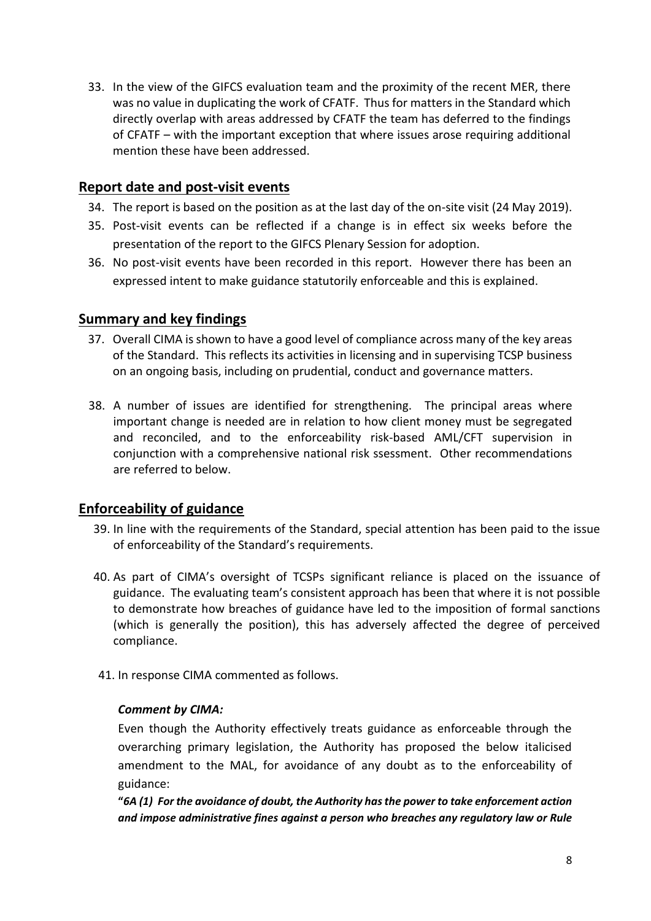33. In the view of the GIFCS evaluation team and the proximity of the recent MER, there was no value in duplicating the work of CFATF. Thus for matters in the Standard which directly overlap with areas addressed by CFATF the team has deferred to the findings of CFATF – with the important exception that where issues arose requiring additional mention these have been addressed.

## Report date and post-visit events

34. The report is based on the position as at the last day of the on-site visit (24 May 2019).
35. Post-visit events can be reflected if a change is in effect six weeks before the presentation of the report to the GIFCS Plenary Session for adoption.
36. No post-visit events have been recorded in this report. However there has been an expressed intent to make guidance statutorily enforceable and this is explained.

## Summary and key findings

37. Overall CIMA is shown to have a good level of compliance across many of the key areas of the Standard. This reflects its activities in licensing and in supervising TCSP business on an ongoing basis, including on prudential, conduct and governance matters.

38. A number of issues are identified for strengthening. The principal areas where important change is needed are in relation to how client money must be segregated and reconciled, and to the enforceability risk-based AML/CFT supervision in conjunction with a comprehensive national risk ssessment. Other recommendations are referred to below.

## Enforceability of guidance

39. In line with the requirements of the Standard, special attention has been paid to the issue of enforceability of the Standard's requirements.

40. As part of CIMA's oversight of TCSPs significant reliance is placed on the issuance of guidance. The evaluating team's consistent approach has been that where it is not possible to demonstrate how breaches of guidance have led to the imposition of formal sanctions (which is generally the position), this has adversely affected the degree of perceived compliance.

41. In response CIMA commented as follows.

***Comment by CIMA:***

Even though the Authority effectively treats guidance as enforceable through the overarching primary legislation, the Authority has proposed the below italicised amendment to the MAL, for avoidance of any doubt as to the enforceability of guidance:

**"*6A (1) For the avoidance of doubt, the Authority has the power to take enforcement action and impose administrative fines against a person who breaches any regulatory law or Rule***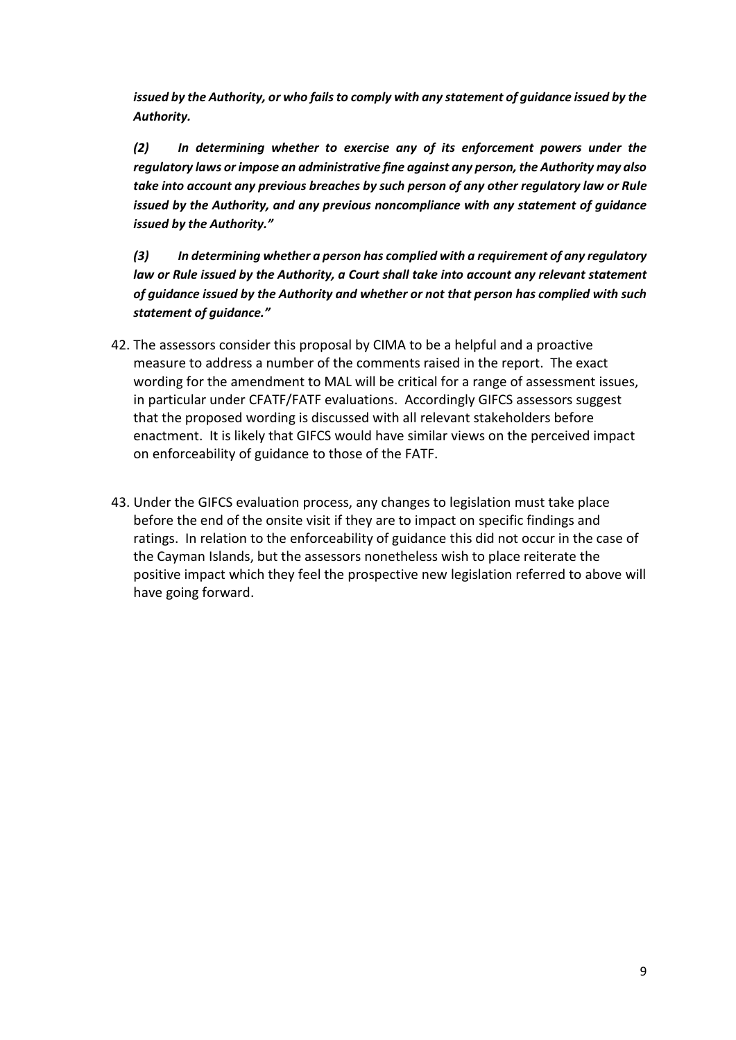***issued by the Authority, or who fails to comply with any statement of guidance issued by the Authority.***

***(2) In determining whether to exercise any of its enforcement powers under the regulatory laws or impose an administrative fine against any person, the Authority may also take into account any previous breaches by such person of any other regulatory law or Rule issued by the Authority, and any previous noncompliance with any statement of guidance issued by the Authority."***

***(3) In determining whether a person has complied with a requirement of any regulatory law or Rule issued by the Authority, a Court shall take into account any relevant statement of guidance issued by the Authority and whether or not that person has complied with such statement of guidance."***

42. The assessors consider this proposal by CIMA to be a helpful and a proactive measure to address a number of the comments raised in the report. The exact wording for the amendment to MAL will be critical for a range of assessment issues, in particular under CFATF/FATF evaluations. Accordingly GIFCS assessors suggest that the proposed wording is discussed with all relevant stakeholders before enactment. It is likely that GIFCS would have similar views on the perceived impact on enforceability of guidance to those of the FATF.

43. Under the GIFCS evaluation process, any changes to legislation must take place before the end of the onsite visit if they are to impact on specific findings and ratings. In relation to the enforceability of guidance this did not occur in the case of the Cayman Islands, but the assessors nonetheless wish to place reiterate the positive impact which they feel the prospective new legislation referred to above will have going forward.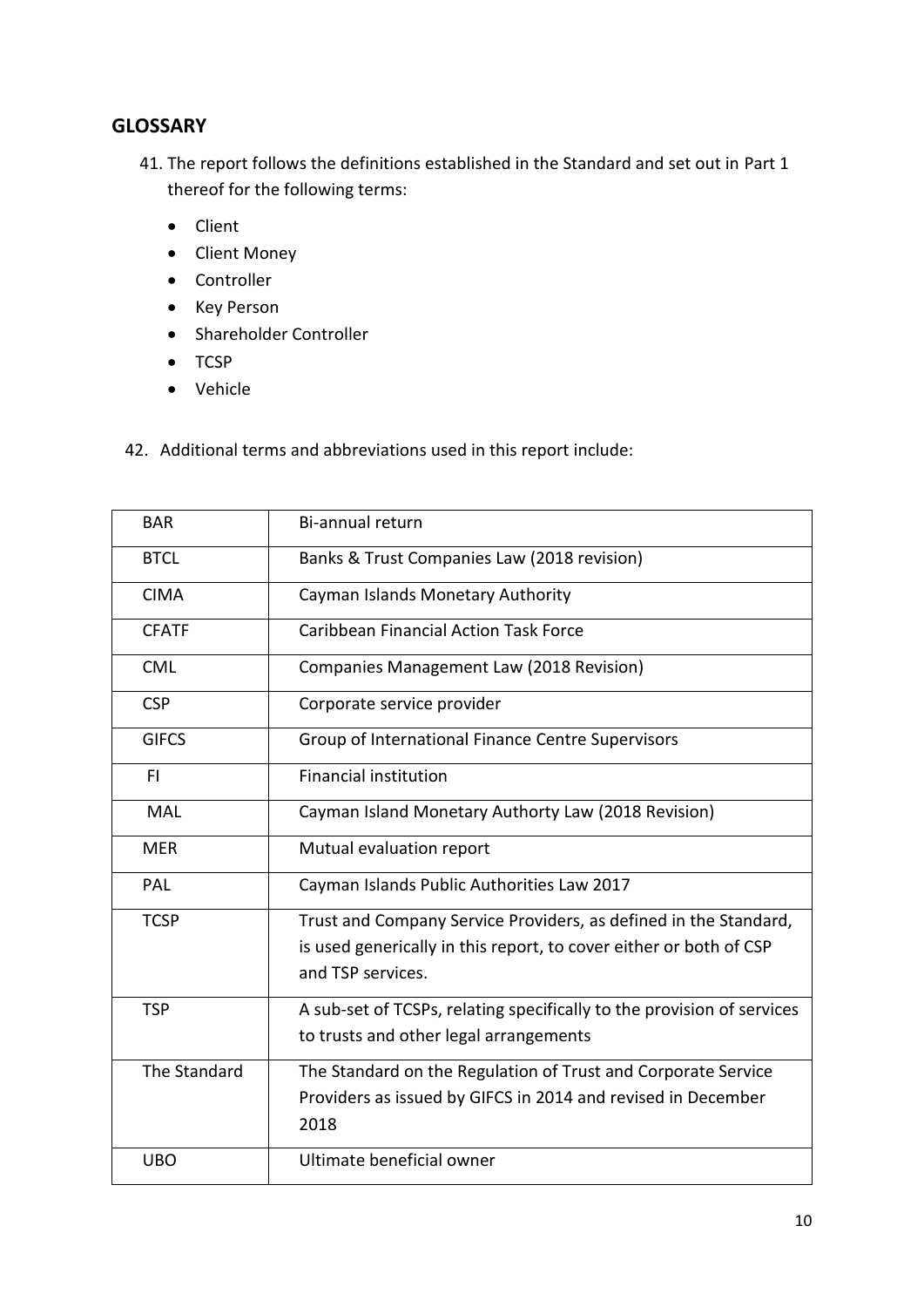## GLOSSARY

41. The report follows the definitions established in the Standard and set out in Part 1 thereof for the following terms:

    - Client
    - Client Money
    - Controller
    - Key Person
    - Shareholder Controller
    - TCSP
    - Vehicle

42. Additional terms and abbreviations used in this report include:

| | |
|---|---|
| BAR | Bi-annual return |
| BTCL | Banks & Trust Companies Law (2018 revision) |
| CIMA | Cayman Islands Monetary Authority |
| CFATF | Caribbean Financial Action Task Force |
| CML | Companies Management Law (2018 Revision) |
| CSP | Corporate service provider |
| GIFCS | Group of International Finance Centre Supervisors |
| FI | Financial institution |
| MAL | Cayman Island Monetary Authorty Law (2018 Revision) |
| MER | Mutual evaluation report |
| PAL | Cayman Islands Public Authorities Law 2017 |
| TCSP | Trust and Company Service Providers, as defined in the Standard, is used generically in this report, to cover either or both of CSP and TSP services. |
| TSP | A sub-set of TCSPs, relating specifically to the provision of services to trusts and other legal arrangements |
| The Standard | The Standard on the Regulation of Trust and Corporate Service Providers as issued by GIFCS in 2014 and revised in December 2018 |
| UBO | Ultimate beneficial owner |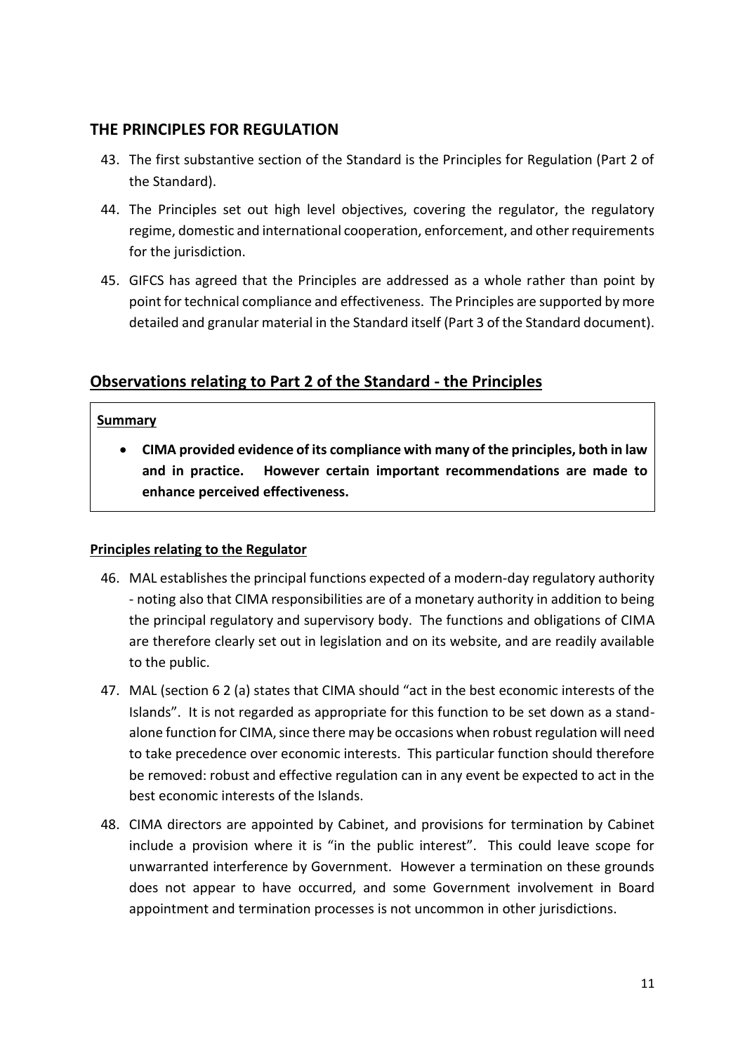## THE PRINCIPLES FOR REGULATION

43. The first substantive section of the Standard is the Principles for Regulation (Part 2 of the Standard).

44. The Principles set out high level objectives, covering the regulator, the regulatory regime, domestic and international cooperation, enforcement, and other requirements for the jurisdiction.

45. GIFCS has agreed that the Principles are addressed as a whole rather than point by point for technical compliance and effectiveness. The Principles are supported by more detailed and granular material in the Standard itself (Part 3 of the Standard document).

## Observations relating to Part 2 of the Standard - the Principles

**Summary**

- **CIMA provided evidence of its compliance with many of the principles, both in law and in practice. However certain important recommendations are made to enhance perceived effectiveness.**

**Principles relating to the Regulator**

46. MAL establishes the principal functions expected of a modern-day regulatory authority - noting also that CIMA responsibilities are of a monetary authority in addition to being the principal regulatory and supervisory body. The functions and obligations of CIMA are therefore clearly set out in legislation and on its website, and are readily available to the public.

47. MAL (section 6 2 (a) states that CIMA should "act in the best economic interests of the Islands". It is not regarded as appropriate for this function to be set down as a stand-alone function for CIMA, since there may be occasions when robust regulation will need to take precedence over economic interests. This particular function should therefore be removed: robust and effective regulation can in any event be expected to act in the best economic interests of the Islands.

48. CIMA directors are appointed by Cabinet, and provisions for termination by Cabinet include a provision where it is "in the public interest". This could leave scope for unwarranted interference by Government. However a termination on these grounds does not appear to have occurred, and some Government involvement in Board appointment and termination processes is not uncommon in other jurisdictions.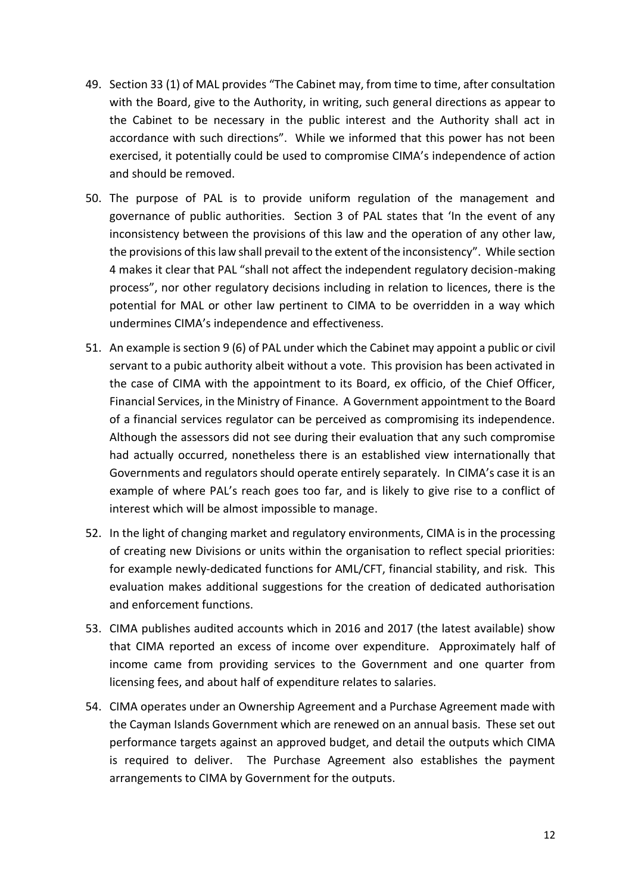49. Section 33 (1) of MAL provides "The Cabinet may, from time to time, after consultation with the Board, give to the Authority, in writing, such general directions as appear to the Cabinet to be necessary in the public interest and the Authority shall act in accordance with such directions". While we informed that this power has not been exercised, it potentially could be used to compromise CIMA's independence of action and should be removed.

50. The purpose of PAL is to provide uniform regulation of the management and governance of public authorities. Section 3 of PAL states that 'In the event of any inconsistency between the provisions of this law and the operation of any other law, the provisions of this law shall prevail to the extent of the inconsistency". While section 4 makes it clear that PAL "shall not affect the independent regulatory decision-making process", nor other regulatory decisions including in relation to licences, there is the potential for MAL or other law pertinent to CIMA to be overridden in a way which undermines CIMA's independence and effectiveness.

51. An example is section 9 (6) of PAL under which the Cabinet may appoint a public or civil servant to a pubic authority albeit without a vote. This provision has been activated in the case of CIMA with the appointment to its Board, ex officio, of the Chief Officer, Financial Services, in the Ministry of Finance. A Government appointment to the Board of a financial services regulator can be perceived as compromising its independence. Although the assessors did not see during their evaluation that any such compromise had actually occurred, nonetheless there is an established view internationally that Governments and regulators should operate entirely separately. In CIMA's case it is an example of where PAL's reach goes too far, and is likely to give rise to a conflict of interest which will be almost impossible to manage.

52. In the light of changing market and regulatory environments, CIMA is in the processing of creating new Divisions or units within the organisation to reflect special priorities: for example newly-dedicated functions for AML/CFT, financial stability, and risk. This evaluation makes additional suggestions for the creation of dedicated authorisation and enforcement functions.

53. CIMA publishes audited accounts which in 2016 and 2017 (the latest available) show that CIMA reported an excess of income over expenditure. Approximately half of income came from providing services to the Government and one quarter from licensing fees, and about half of expenditure relates to salaries.

54. CIMA operates under an Ownership Agreement and a Purchase Agreement made with the Cayman Islands Government which are renewed on an annual basis. These set out performance targets against an approved budget, and detail the outputs which CIMA is required to deliver. The Purchase Agreement also establishes the payment arrangements to CIMA by Government for the outputs.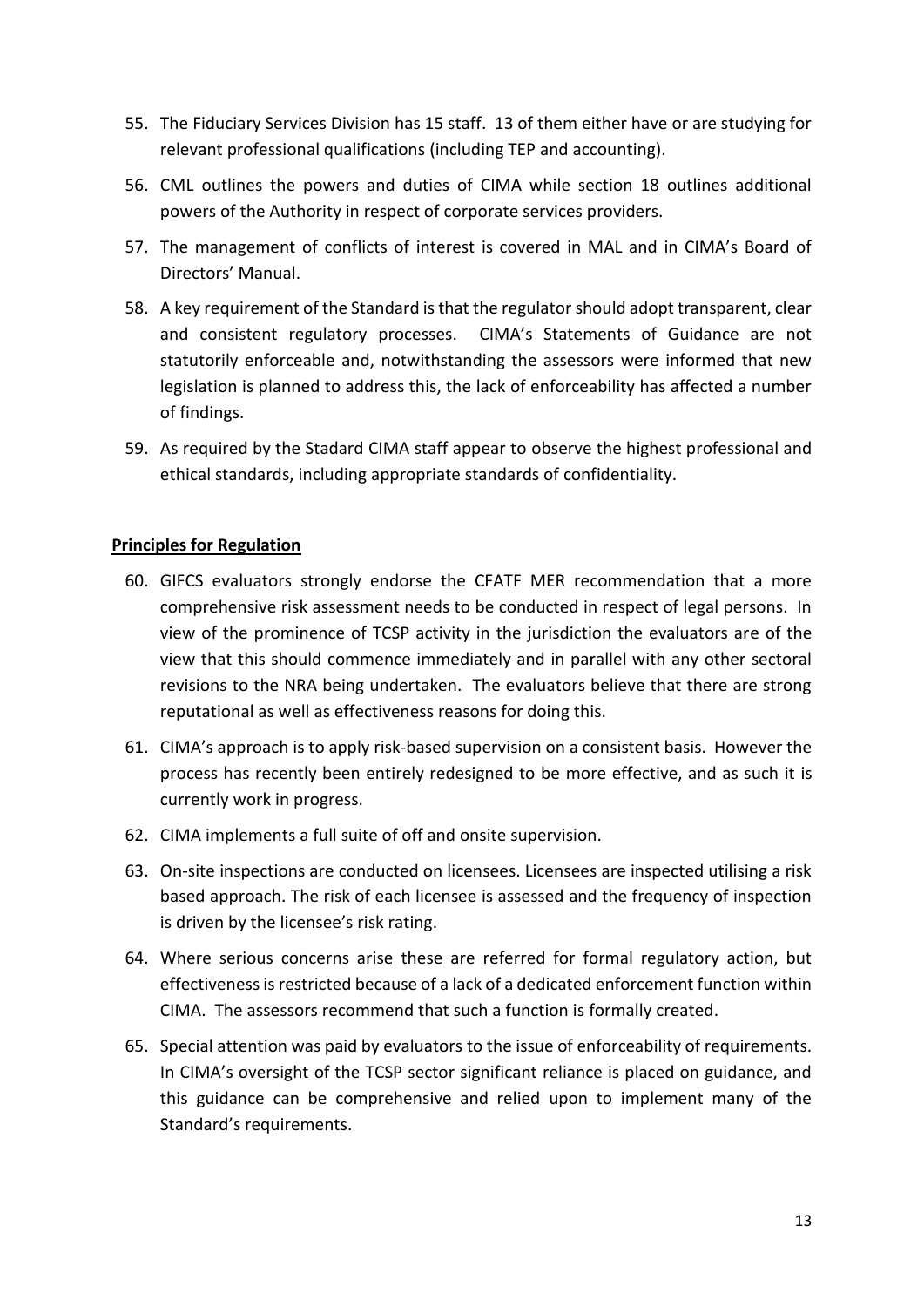55. The Fiduciary Services Division has 15 staff. 13 of them either have or are studying for relevant professional qualifications (including TEP and accounting).
56. CML outlines the powers and duties of CIMA while section 18 outlines additional powers of the Authority in respect of corporate services providers.
57. The management of conflicts of interest is covered in MAL and in CIMA's Board of Directors' Manual.
58. A key requirement of the Standard is that the regulator should adopt transparent, clear and consistent regulatory processes. CIMA's Statements of Guidance are not statutorily enforceable and, notwithstanding the assessors were informed that new legislation is planned to address this, the lack of enforceability has affected a number of findings.
59. As required by the Stadard CIMA staff appear to observe the highest professional and ethical standards, including appropriate standards of confidentiality.

**Principles for Regulation**

60. GIFCS evaluators strongly endorse the CFATF MER recommendation that a more comprehensive risk assessment needs to be conducted in respect of legal persons. In view of the prominence of TCSP activity in the jurisdiction the evaluators are of the view that this should commence immediately and in parallel with any other sectoral revisions to the NRA being undertaken. The evaluators believe that there are strong reputational as well as effectiveness reasons for doing this.
61. CIMA's approach is to apply risk-based supervision on a consistent basis. However the process has recently been entirely redesigned to be more effective, and as such it is currently work in progress.
62. CIMA implements a full suite of off and onsite supervision.
63. On-site inspections are conducted on licensees. Licensees are inspected utilising a risk based approach. The risk of each licensee is assessed and the frequency of inspection is driven by the licensee's risk rating.
64. Where serious concerns arise these are referred for formal regulatory action, but effectiveness is restricted because of a lack of a dedicated enforcement function within CIMA. The assessors recommend that such a function is formally created.
65. Special attention was paid by evaluators to the issue of enforceability of requirements. In CIMA's oversight of the TCSP sector significant reliance is placed on guidance, and this guidance can be comprehensive and relied upon to implement many of the Standard's requirements.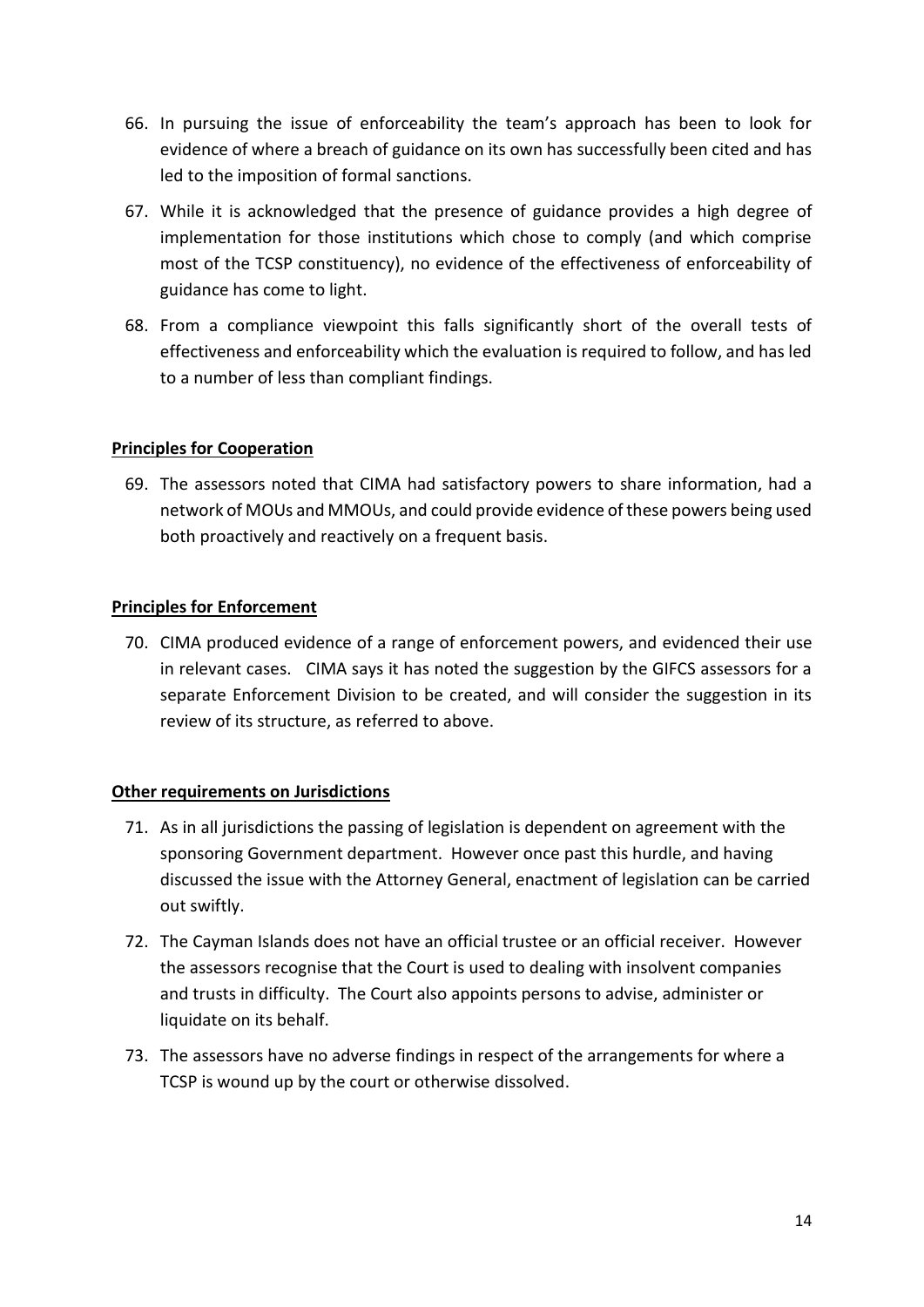66. In pursuing the issue of enforceability the team's approach has been to look for evidence of where a breach of guidance on its own has successfully been cited and has led to the imposition of formal sanctions.

67. While it is acknowledged that the presence of guidance provides a high degree of implementation for those institutions which chose to comply (and which comprise most of the TCSP constituency), no evidence of the effectiveness of enforceability of guidance has come to light.

68. From a compliance viewpoint this falls significantly short of the overall tests of effectiveness and enforceability which the evaluation is required to follow, and has led to a number of less than compliant findings.

**Principles for Cooperation**

69. The assessors noted that CIMA had satisfactory powers to share information, had a network of MOUs and MMOUs, and could provide evidence of these powers being used both proactively and reactively on a frequent basis.

**Principles for Enforcement**

70. CIMA produced evidence of a range of enforcement powers, and evidenced their use in relevant cases. CIMA says it has noted the suggestion by the GIFCS assessors for a separate Enforcement Division to be created, and will consider the suggestion in its review of its structure, as referred to above.

**Other requirements on Jurisdictions**

71. As in all jurisdictions the passing of legislation is dependent on agreement with the sponsoring Government department. However once past this hurdle, and having discussed the issue with the Attorney General, enactment of legislation can be carried out swiftly.

72. The Cayman Islands does not have an official trustee or an official receiver. However the assessors recognise that the Court is used to dealing with insolvent companies and trusts in difficulty. The Court also appoints persons to advise, administer or liquidate on its behalf.

73. The assessors have no adverse findings in respect of the arrangements for where a TCSP is wound up by the court or otherwise dissolved.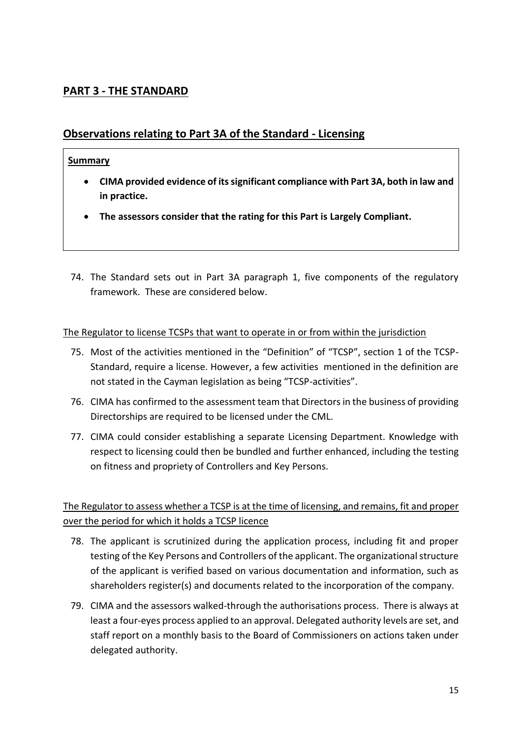## PART 3 - THE STANDARD

## Observations relating to Part 3A of the Standard - Licensing

**Summary**

- **CIMA provided evidence of its significant compliance with Part 3A, both in law and in practice.**
- **The assessors consider that the rating for this Part is Largely Compliant.**

74. The Standard sets out in Part 3A paragraph 1, five components of the regulatory framework. These are considered below.

<u>The Regulator to license TCSPs that want to operate in or from within the jurisdiction</u>

75. Most of the activities mentioned in the "Definition" of "TCSP", section 1 of the TCSP-Standard, require a license. However, a few activities mentioned in the definition are not stated in the Cayman legislation as being "TCSP-activities".
76. CIMA has confirmed to the assessment team that Directors in the business of providing Directorships are required to be licensed under the CML.
77. CIMA could consider establishing a separate Licensing Department. Knowledge with respect to licensing could then be bundled and further enhanced, including the testing on fitness and propriety of Controllers and Key Persons.

<u>The Regulator to assess whether a TCSP is at the time of licensing, and remains, fit and proper over the period for which it holds a TCSP licence</u>

78. The applicant is scrutinized during the application process, including fit and proper testing of the Key Persons and Controllers of the applicant. The organizational structure of the applicant is verified based on various documentation and information, such as shareholders register(s) and documents related to the incorporation of the company.
79. CIMA and the assessors walked-through the authorisations process. There is always at least a four-eyes process applied to an approval. Delegated authority levels are set, and staff report on a monthly basis to the Board of Commissioners on actions taken under delegated authority.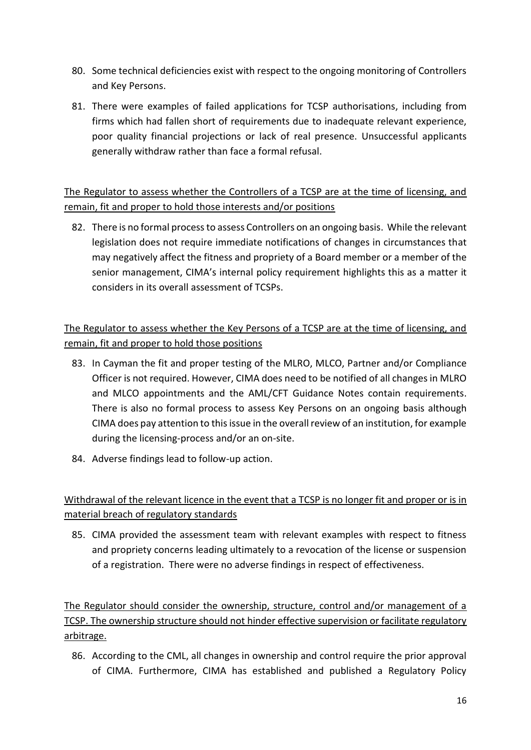80. Some technical deficiencies exist with respect to the ongoing monitoring of Controllers and Key Persons.

81. There were examples of failed applications for TCSP authorisations, including from firms which had fallen short of requirements due to inadequate relevant experience, poor quality financial projections or lack of real presence. Unsuccessful applicants generally withdraw rather than face a formal refusal.

<u>The Regulator to assess whether the Controllers of a TCSP are at the time of licensing, and remain, fit and proper to hold those interests and/or positions</u>

82. There is no formal process to assess Controllers on an ongoing basis. While the relevant legislation does not require immediate notifications of changes in circumstances that may negatively affect the fitness and propriety of a Board member or a member of the senior management, CIMA's internal policy requirement highlights this as a matter it considers in its overall assessment of TCSPs.

<u>The Regulator to assess whether the Key Persons of a TCSP are at the time of licensing, and remain, fit and proper to hold those positions</u>

83. In Cayman the fit and proper testing of the MLRO, MLCO, Partner and/or Compliance Officer is not required. However, CIMA does need to be notified of all changes in MLRO and MLCO appointments and the AML/CFT Guidance Notes contain requirements. There is also no formal process to assess Key Persons on an ongoing basis although CIMA does pay attention to this issue in the overall review of an institution, for example during the licensing-process and/or an on-site.

84. Adverse findings lead to follow-up action.

<u>Withdrawal of the relevant licence in the event that a TCSP is no longer fit and proper or is in material breach of regulatory standards</u>

85. CIMA provided the assessment team with relevant examples with respect to fitness and propriety concerns leading ultimately to a revocation of the license or suspension of a registration. There were no adverse findings in respect of effectiveness.

<u>The Regulator should consider the ownership, structure, control and/or management of a TCSP. The ownership structure should not hinder effective supervision or facilitate regulatory arbitrage.</u>

86. According to the CML, all changes in ownership and control require the prior approval of CIMA. Furthermore, CIMA has established and published a Regulatory Policy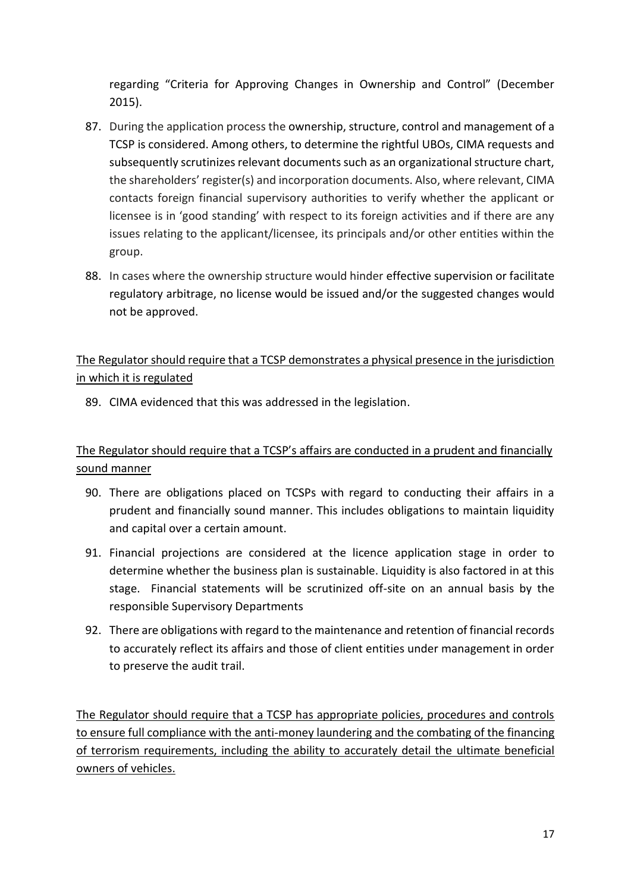regarding "Criteria for Approving Changes in Ownership and Control" (December 2015).

87. During the application process the ownership, structure, control and management of a TCSP is considered. Among others, to determine the rightful UBOs, CIMA requests and subsequently scrutinizes relevant documents such as an organizational structure chart, the shareholders' register(s) and incorporation documents. Also, where relevant, CIMA contacts foreign financial supervisory authorities to verify whether the applicant or licensee is in 'good standing' with respect to its foreign activities and if there are any issues relating to the applicant/licensee, its principals and/or other entities within the group.

88. In cases where the ownership structure would hinder effective supervision or facilitate regulatory arbitrage, no license would be issued and/or the suggested changes would not be approved.

<u>The Regulator should require that a TCSP demonstrates a physical presence in the jurisdiction in which it is regulated</u>

89. CIMA evidenced that this was addressed in the legislation.

<u>The Regulator should require that a TCSP's affairs are conducted in a prudent and financially sound manner</u>

90. There are obligations placed on TCSPs with regard to conducting their affairs in a prudent and financially sound manner. This includes obligations to maintain liquidity and capital over a certain amount.

91. Financial projections are considered at the licence application stage in order to determine whether the business plan is sustainable. Liquidity is also factored in at this stage. Financial statements will be scrutinized off-site on an annual basis by the responsible Supervisory Departments

92. There are obligations with regard to the maintenance and retention of financial records to accurately reflect its affairs and those of client entities under management in order to preserve the audit trail.

<u>The Regulator should require that a TCSP has appropriate policies, procedures and controls to ensure full compliance with the anti-money laundering and the combating of the financing of terrorism requirements, including the ability to accurately detail the ultimate beneficial owners of vehicles.</u>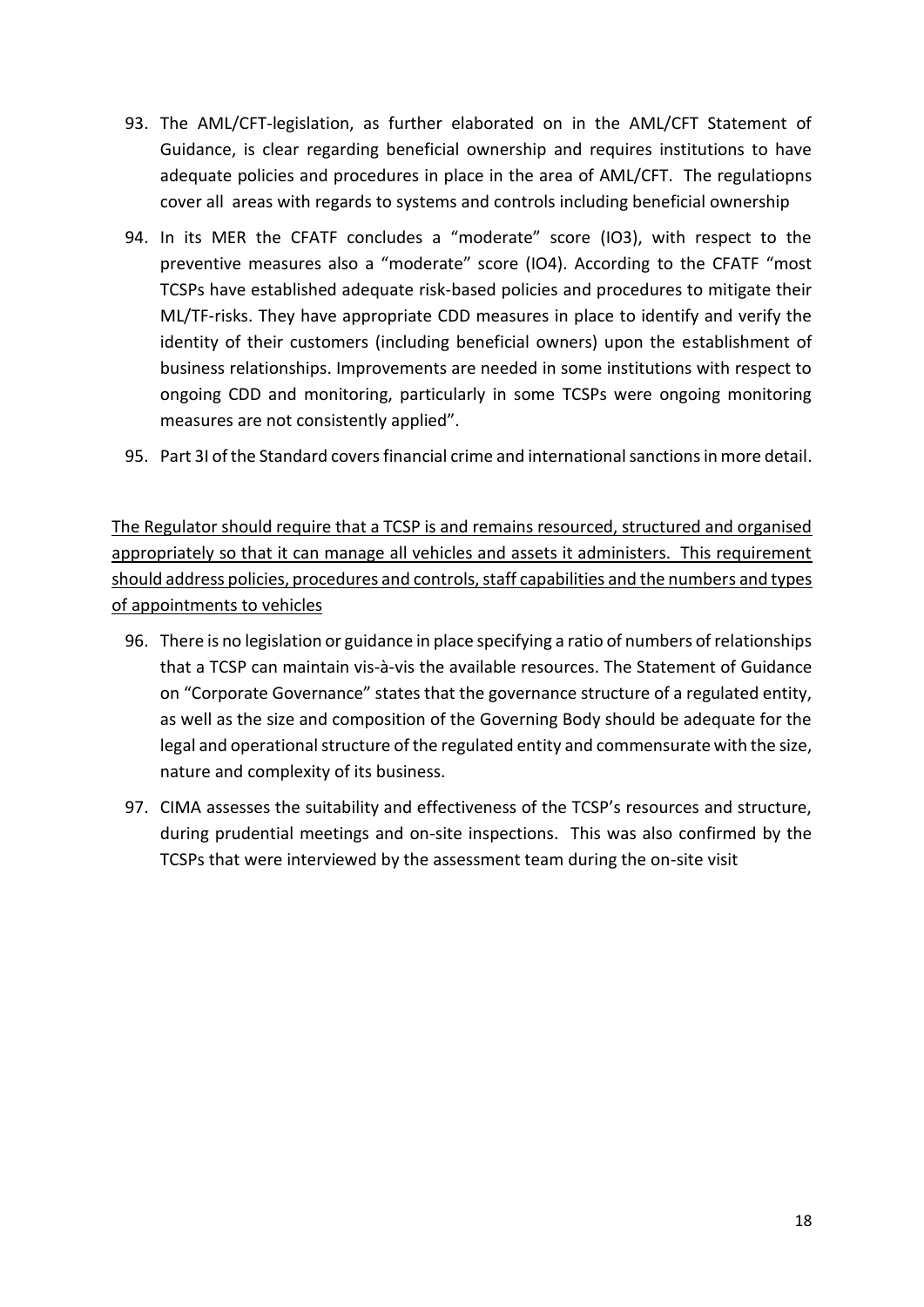93. The AML/CFT-legislation, as further elaborated on in the AML/CFT Statement of Guidance, is clear regarding beneficial ownership and requires institutions to have adequate policies and procedures in place in the area of AML/CFT. The regulatiopns cover all areas with regards to systems and controls including beneficial ownership

94. In its MER the CFATF concludes a "moderate" score (IO3), with respect to the preventive measures also a "moderate" score (IO4). According to the CFATF "most TCSPs have established adequate risk-based policies and procedures to mitigate their ML/TF-risks. They have appropriate CDD measures in place to identify and verify the identity of their customers (including beneficial owners) upon the establishment of business relationships. Improvements are needed in some institutions with respect to ongoing CDD and monitoring, particularly in some TCSPs were ongoing monitoring measures are not consistently applied".

95. Part 3I of the Standard covers financial crime and international sanctions in more detail.

<u>The Regulator should require that a TCSP is and remains resourced, structured and organised appropriately so that it can manage all vehicles and assets it administers. This requirement should address policies, procedures and controls, staff capabilities and the numbers and types of appointments to vehicles</u>

96. There is no legislation or guidance in place specifying a ratio of numbers of relationships that a TCSP can maintain vis-à-vis the available resources. The Statement of Guidance on "Corporate Governance" states that the governance structure of a regulated entity, as well as the size and composition of the Governing Body should be adequate for the legal and operational structure of the regulated entity and commensurate with the size, nature and complexity of its business.

97. CIMA assesses the suitability and effectiveness of the TCSP's resources and structure, during prudential meetings and on-site inspections. This was also confirmed by the TCSPs that were interviewed by the assessment team during the on-site visit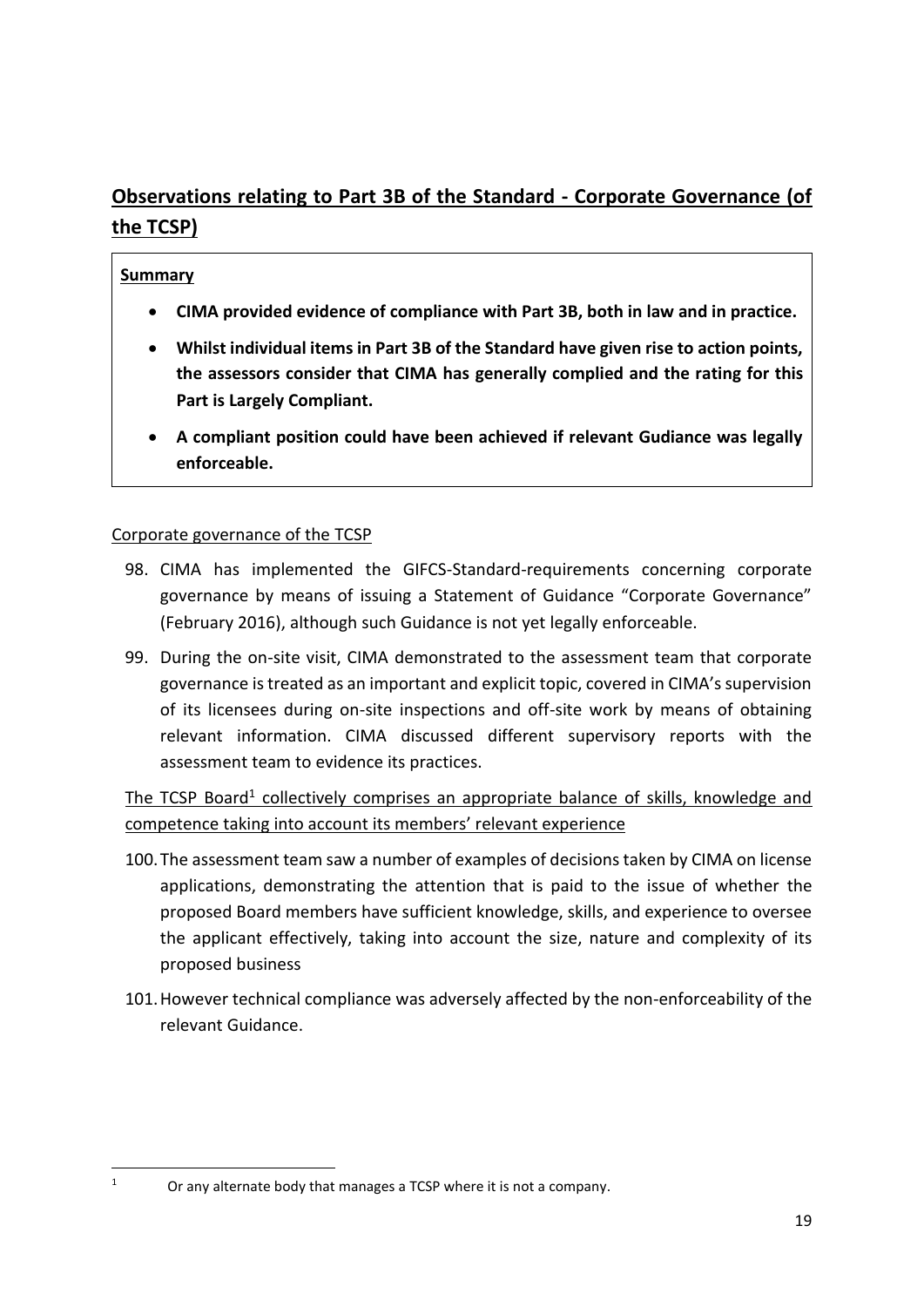## Observations relating to Part 3B of the Standard - Corporate Governance (of the TCSP)

**Summary**

- **CIMA provided evidence of compliance with Part 3B, both in law and in practice.**
- **Whilst individual items in Part 3B of the Standard have given rise to action points, the assessors consider that CIMA has generally complied and the rating for this Part is Largely Compliant.**
- **A compliant position could have been achieved if relevant Gudiance was legally enforceable.**

Corporate governance of the TCSP

98. CIMA has implemented the GIFCS-Standard-requirements concerning corporate governance by means of issuing a Statement of Guidance "Corporate Governance" (February 2016), although such Guidance is not yet legally enforceable.

99. During the on-site visit, CIMA demonstrated to the assessment team that corporate governance is treated as an important and explicit topic, covered in CIMA's supervision of its licensees during on-site inspections and off-site work by means of obtaining relevant information. CIMA discussed different supervisory reports with the assessment team to evidence its practices.

The TCSP Board[1] collectively comprises an appropriate balance of skills, knowledge and competence taking into account its members' relevant experience

100. The assessment team saw a number of examples of decisions taken by CIMA on license applications, demonstrating the attention that is paid to the issue of whether the proposed Board members have sufficient knowledge, skills, and experience to oversee the applicant effectively, taking into account the size, nature and complexity of its proposed business

101. However technical compliance was adversely affected by the non-enforceability of the relevant Guidance.

[1] Or any alternate body that manages a TCSP where it is not a company.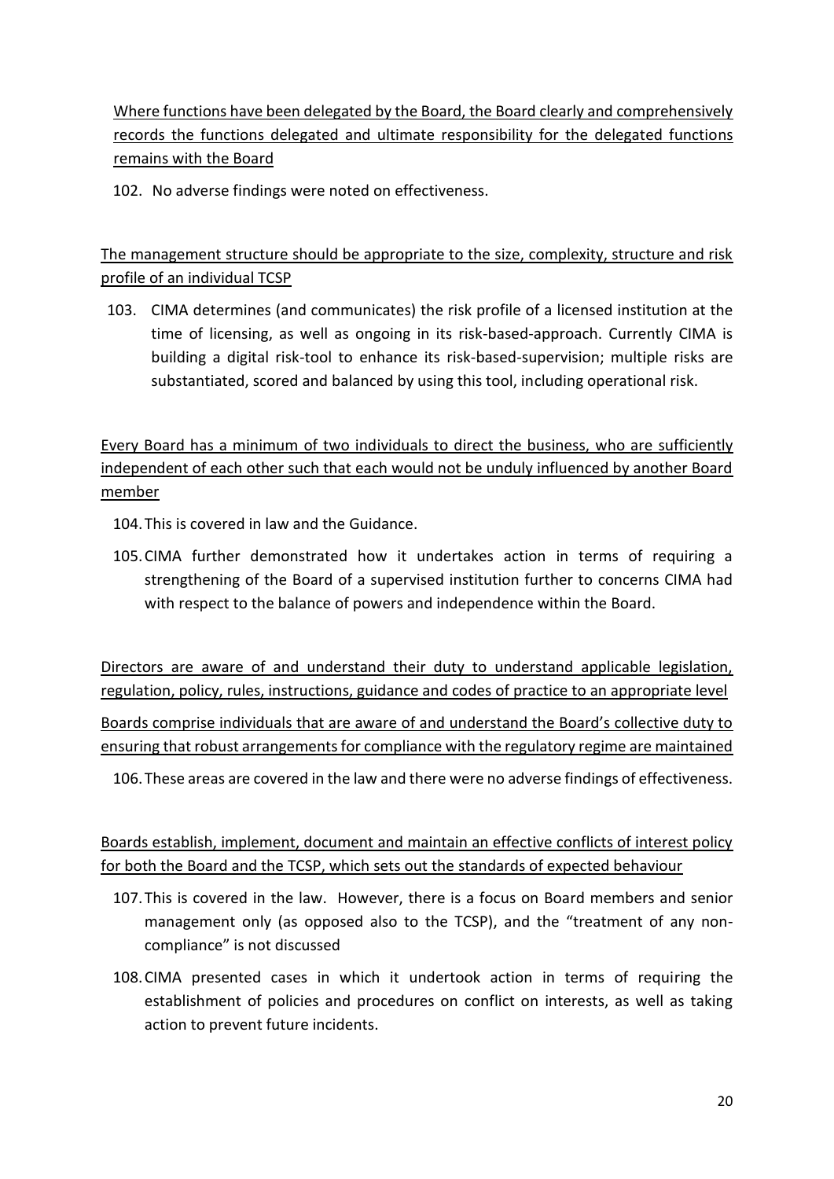Where functions have been delegated by the Board, the Board clearly and comprehensively records the functions delegated and ultimate responsibility for the delegated functions remains with the Board

102. No adverse findings were noted on effectiveness.

The management structure should be appropriate to the size, complexity, structure and risk profile of an individual TCSP

103. CIMA determines (and communicates) the risk profile of a licensed institution at the time of licensing, as well as ongoing in its risk-based-approach. Currently CIMA is building a digital risk-tool to enhance its risk-based-supervision; multiple risks are substantiated, scored and balanced by using this tool, including operational risk.

Every Board has a minimum of two individuals to direct the business, who are sufficiently independent of each other such that each would not be unduly influenced by another Board member

104. This is covered in law and the Guidance.

105. CIMA further demonstrated how it undertakes action in terms of requiring a strengthening of the Board of a supervised institution further to concerns CIMA had with respect to the balance of powers and independence within the Board.

Directors are aware of and understand their duty to understand applicable legislation, regulation, policy, rules, instructions, guidance and codes of practice to an appropriate level

Boards comprise individuals that are aware of and understand the Board's collective duty to ensuring that robust arrangements for compliance with the regulatory regime are maintained

106. These areas are covered in the law and there were no adverse findings of effectiveness.

Boards establish, implement, document and maintain an effective conflicts of interest policy for both the Board and the TCSP, which sets out the standards of expected behaviour

107. This is covered in the law. However, there is a focus on Board members and senior management only (as opposed also to the TCSP), and the "treatment of any non-compliance" is not discussed

108. CIMA presented cases in which it undertook action in terms of requiring the establishment of policies and procedures on conflict on interests, as well as taking action to prevent future incidents.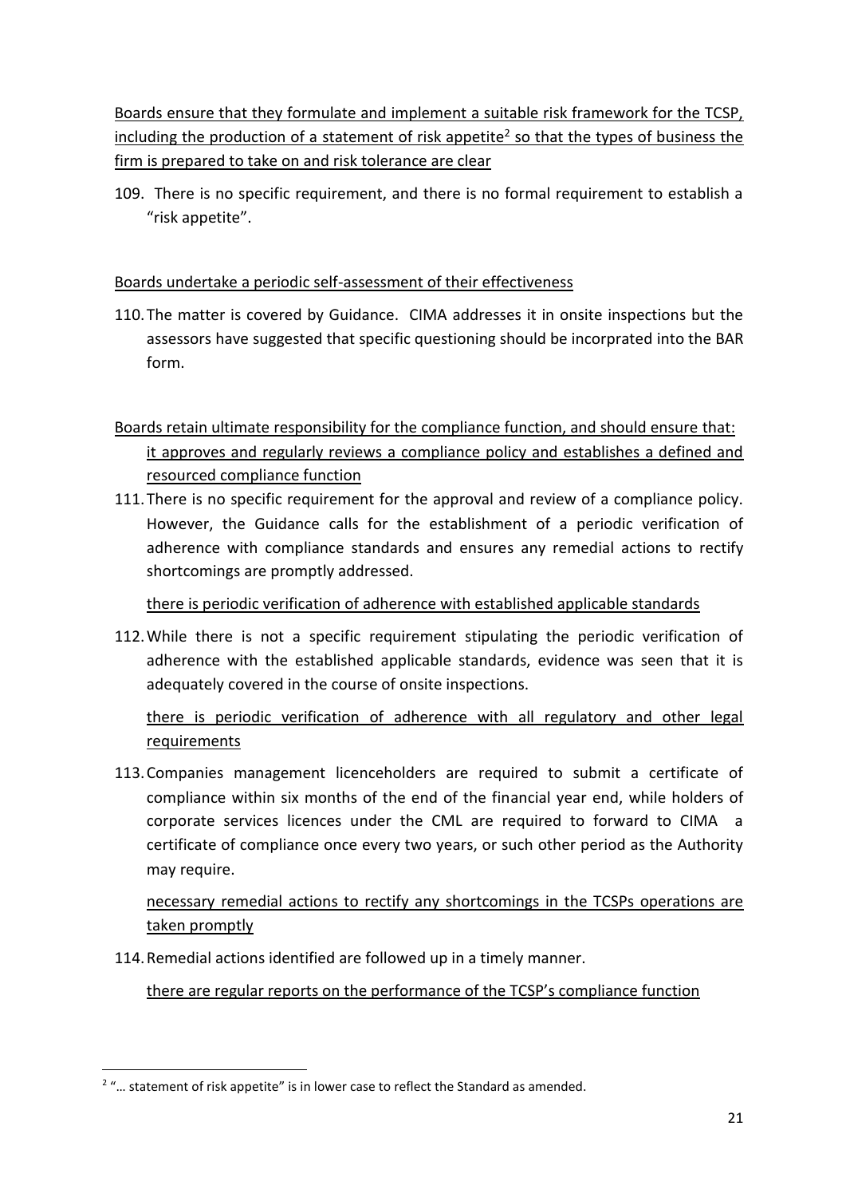<u>Boards ensure that they formulate and implement a suitable risk framework for the TCSP, including the production of a statement of risk appetite[2] so that the types of business the firm is prepared to take on and risk tolerance are clear</u>

109. There is no specific requirement, and there is no formal requirement to establish a "risk appetite".

<u>Boards undertake a periodic self-assessment of their effectiveness</u>

110. The matter is covered by Guidance. CIMA addresses it in onsite inspections but the assessors have suggested that specific questioning should be incorprated into the BAR form.

<u>Boards retain ultimate responsibility for the compliance function, and should ensure that:</u>

<u>it approves and regularly reviews a compliance policy and establishes a defined and resourced compliance function</u>

111. There is no specific requirement for the approval and review of a compliance policy. However, the Guidance calls for the establishment of a periodic verification of adherence with compliance standards and ensures any remedial actions to rectify shortcomings are promptly addressed.

<u>there is periodic verification of adherence with established applicable standards</u>

112. While there is not a specific requirement stipulating the periodic verification of adherence with the established applicable standards, evidence was seen that it is adequately covered in the course of onsite inspections.

<u>there is periodic verification of adherence with all regulatory and other legal requirements</u>

113. Companies management licenceholders are required to submit a certificate of compliance within six months of the end of the financial year end, while holders of corporate services licences under the CML are required to forward to CIMA a certificate of compliance once every two years, or such other period as the Authority may require.

<u>necessary remedial actions to rectify any shortcomings in the TCSPs operations are taken promptly</u>

114. Remedial actions identified are followed up in a timely manner.

<u>there are regular reports on the performance of the TCSP's compliance function</u>

[2] "… statement of risk appetite" is in lower case to reflect the Standard as amended.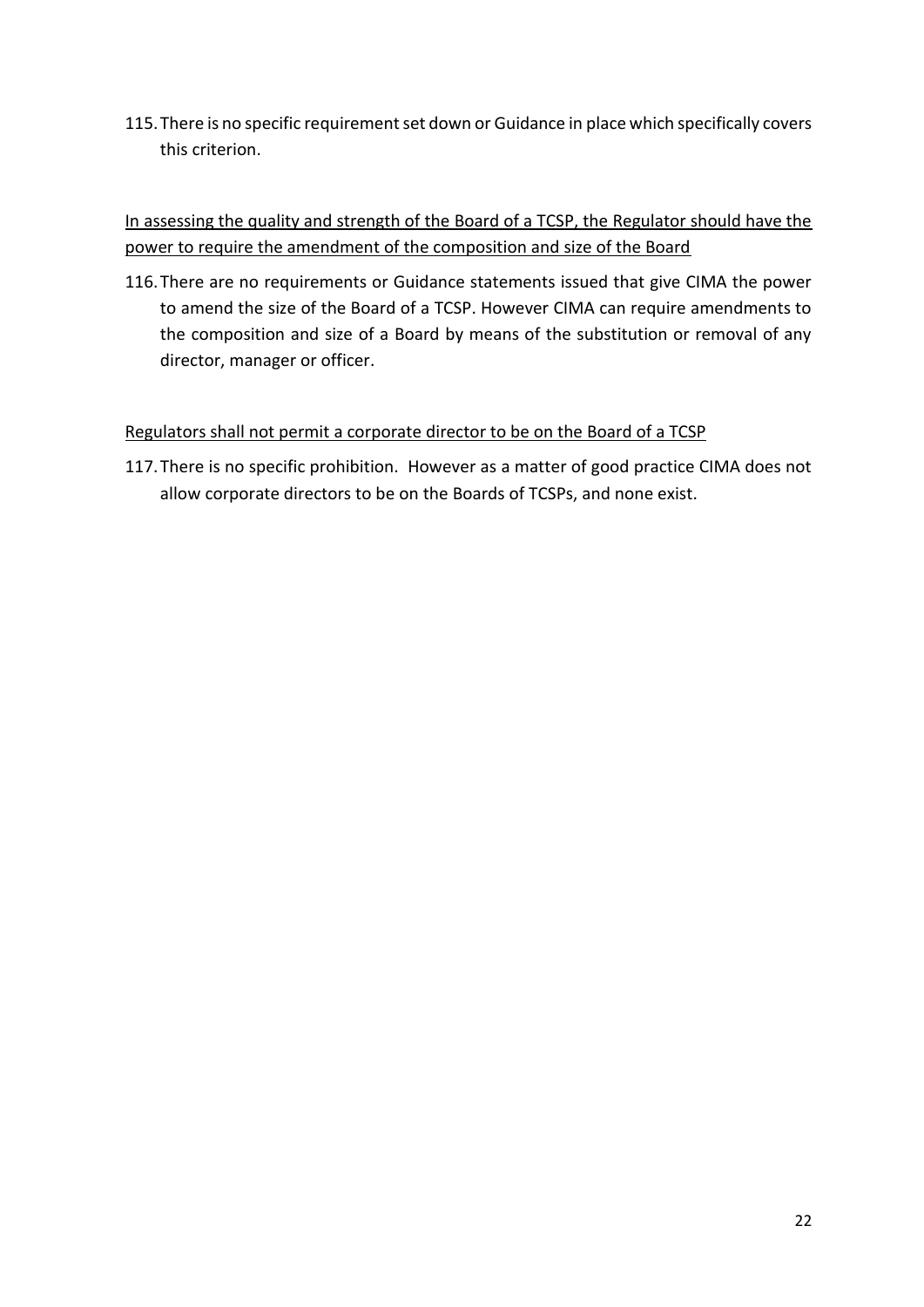115. There is no specific requirement set down or Guidance in place which specifically covers this criterion.

<u>In assessing the quality and strength of the Board of a TCSP, the Regulator should have the power to require the amendment of the composition and size of the Board</u>

116. There are no requirements or Guidance statements issued that give CIMA the power to amend the size of the Board of a TCSP. However CIMA can require amendments to the composition and size of a Board by means of the substitution or removal of any director, manager or officer.

<u>Regulators shall not permit a corporate director to be on the Board of a TCSP</u>

117. There is no specific prohibition. However as a matter of good practice CIMA does not allow corporate directors to be on the Boards of TCSPs, and none exist.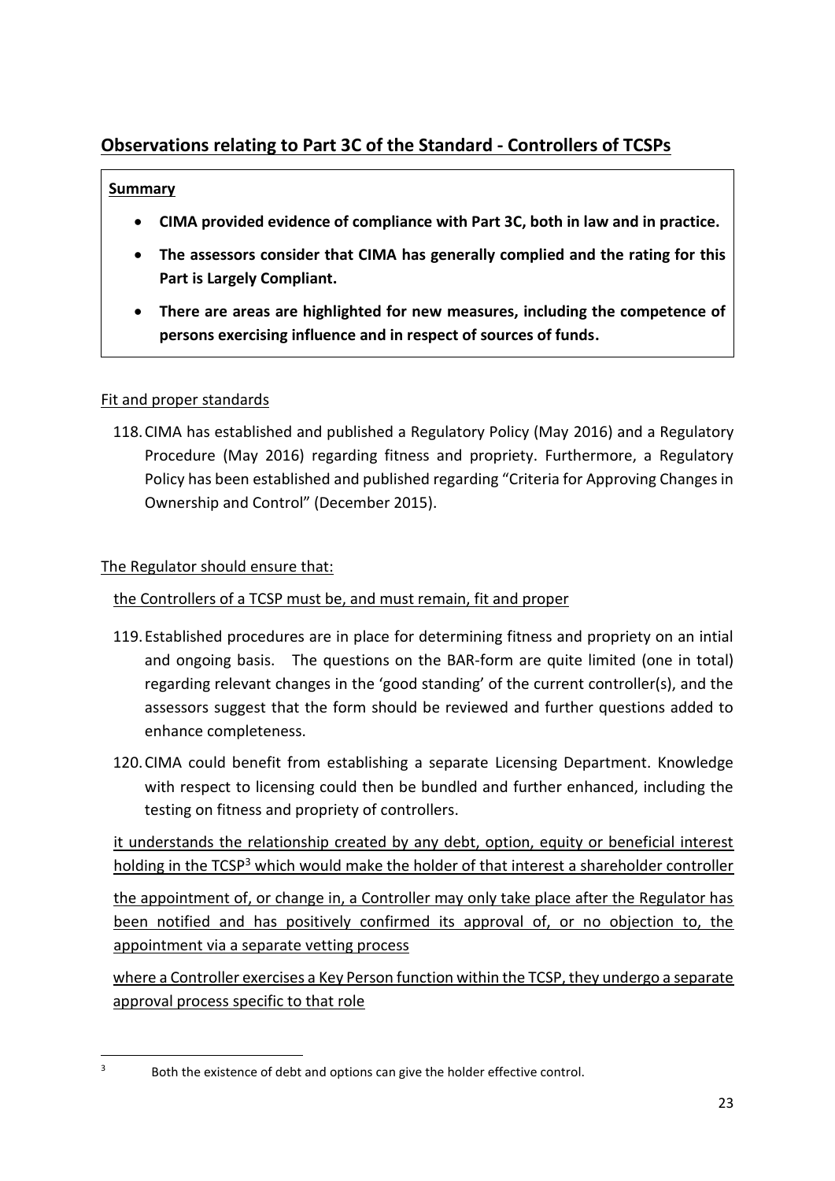## Observations relating to Part 3C of the Standard - Controllers of TCSPs

**Summary**

- **CIMA provided evidence of compliance with Part 3C, both in law and in practice.**
- **The assessors consider that CIMA has generally complied and the rating for this Part is Largely Compliant.**
- **There are areas are highlighted for new measures, including the competence of persons exercising influence and in respect of sources of funds.**

Fit and proper standards

118. CIMA has established and published a Regulatory Policy (May 2016) and a Regulatory Procedure (May 2016) regarding fitness and propriety. Furthermore, a Regulatory Policy has been established and published regarding "Criteria for Approving Changes in Ownership and Control" (December 2015).

The Regulator should ensure that:

the Controllers of a TCSP must be, and must remain, fit and proper

119. Established procedures are in place for determining fitness and propriety on an intial and ongoing basis. The questions on the BAR-form are quite limited (one in total) regarding relevant changes in the 'good standing' of the current controller(s), and the assessors suggest that the form should be reviewed and further questions added to enhance completeness.

120. CIMA could benefit from establishing a separate Licensing Department. Knowledge with respect to licensing could then be bundled and further enhanced, including the testing on fitness and propriety of controllers.

it understands the relationship created by any debt, option, equity or beneficial interest holding in the TCSP[3] which would make the holder of that interest a shareholder controller

the appointment of, or change in, a Controller may only take place after the Regulator has been notified and has positively confirmed its approval of, or no objection to, the appointment via a separate vetting process

where a Controller exercises a Key Person function within the TCSP, they undergo a separate approval process specific to that role

[3] Both the existence of debt and options can give the holder effective control.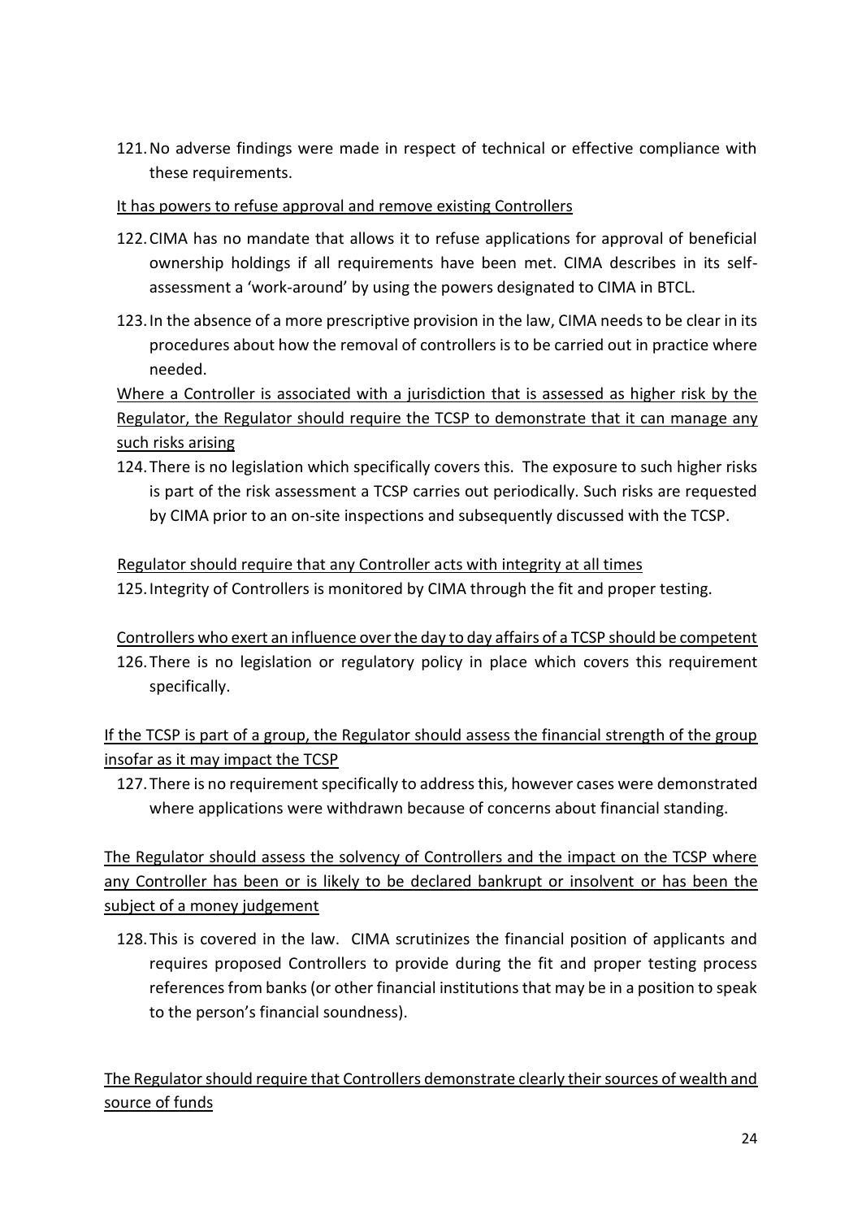121. No adverse findings were made in respect of technical or effective compliance with these requirements.

<u>It has powers to refuse approval and remove existing Controllers</u>

122. CIMA has no mandate that allows it to refuse applications for approval of beneficial ownership holdings if all requirements have been met. CIMA describes in its self-assessment a 'work-around' by using the powers designated to CIMA in BTCL.

123. In the absence of a more prescriptive provision in the law, CIMA needs to be clear in its procedures about how the removal of controllers is to be carried out in practice where needed.

<u>Where a Controller is associated with a jurisdiction that is assessed as higher risk by the Regulator, the Regulator should require the TCSP to demonstrate that it can manage any such risks arising</u>

124. There is no legislation which specifically covers this. The exposure to such higher risks is part of the risk assessment a TCSP carries out periodically. Such risks are requested by CIMA prior to an on-site inspections and subsequently discussed with the TCSP.

<u>Regulator should require that any Controller acts with integrity at all times</u>

125. Integrity of Controllers is monitored by CIMA through the fit and proper testing.

<u>Controllers who exert an influence over the day to day affairs of a TCSP should be competent</u>

126. There is no legislation or regulatory policy in place which covers this requirement specifically.

<u>If the TCSP is part of a group, the Regulator should assess the financial strength of the group insofar as it may impact the TCSP</u>

127. There is no requirement specifically to address this, however cases were demonstrated where applications were withdrawn because of concerns about financial standing.

<u>The Regulator should assess the solvency of Controllers and the impact on the TCSP where any Controller has been or is likely to be declared bankrupt or insolvent or has been the subject of a money judgement</u>

128. This is covered in the law. CIMA scrutinizes the financial position of applicants and requires proposed Controllers to provide during the fit and proper testing process references from banks (or other financial institutions that may be in a position to speak to the person's financial soundness).

<u>The Regulator should require that Controllers demonstrate clearly their sources of wealth and source of funds</u>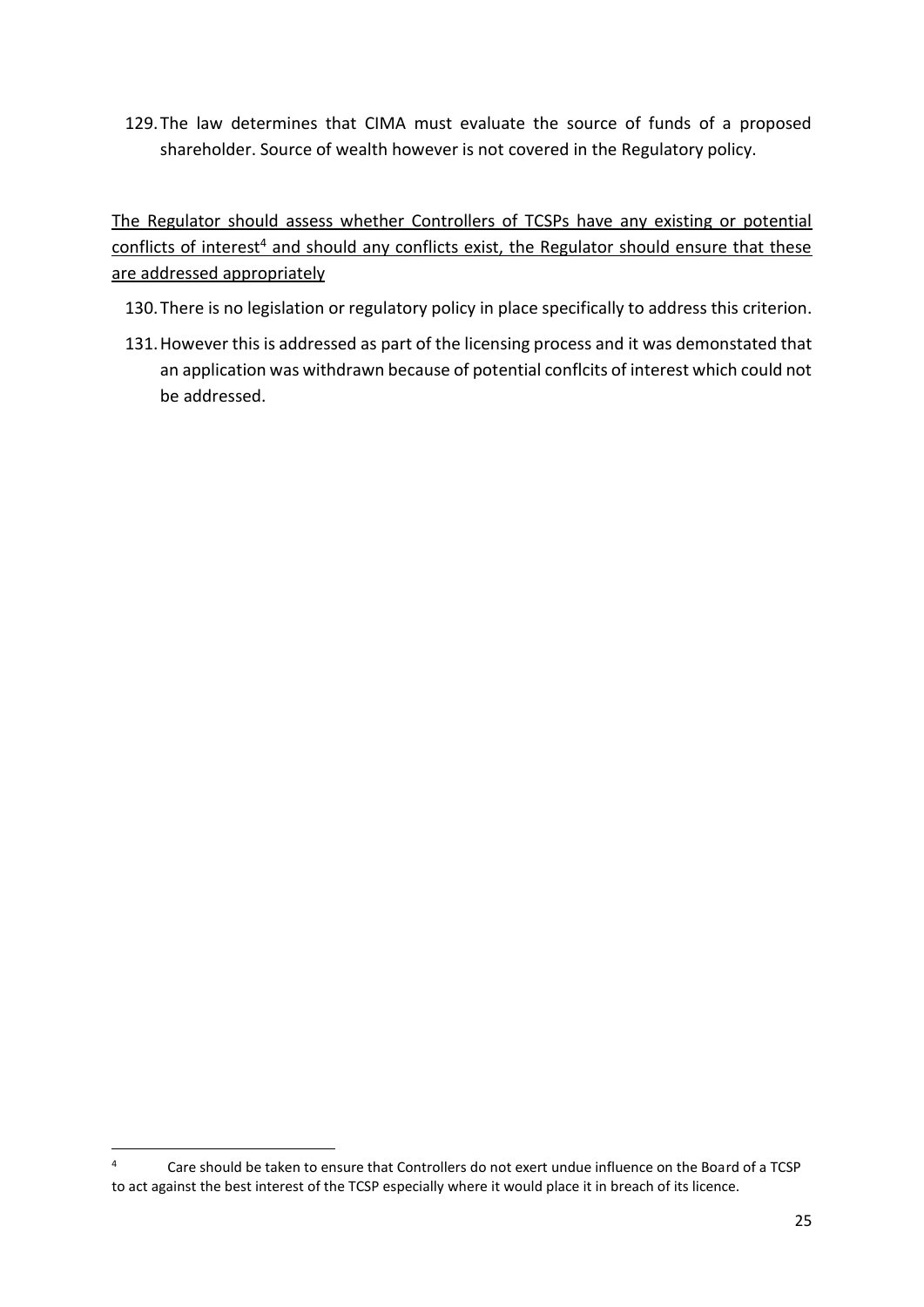129. The law determines that CIMA must evaluate the source of funds of a proposed shareholder. Source of wealth however is not covered in the Regulatory policy.

<u>The Regulator should assess whether Controllers of TCSPs have any existing or potential conflicts of interest[4] and should any conflicts exist, the Regulator should ensure that these are addressed appropriately</u>

130. There is no legislation or regulatory policy in place specifically to address this criterion.

131. However this is addressed as part of the licensing process and it was demonstated that an application was withdrawn because of potential conflcits of interest which could not be addressed.

[4] Care should be taken to ensure that Controllers do not exert undue influence on the Board of a TCSP to act against the best interest of the TCSP especially where it would place it in breach of its licence.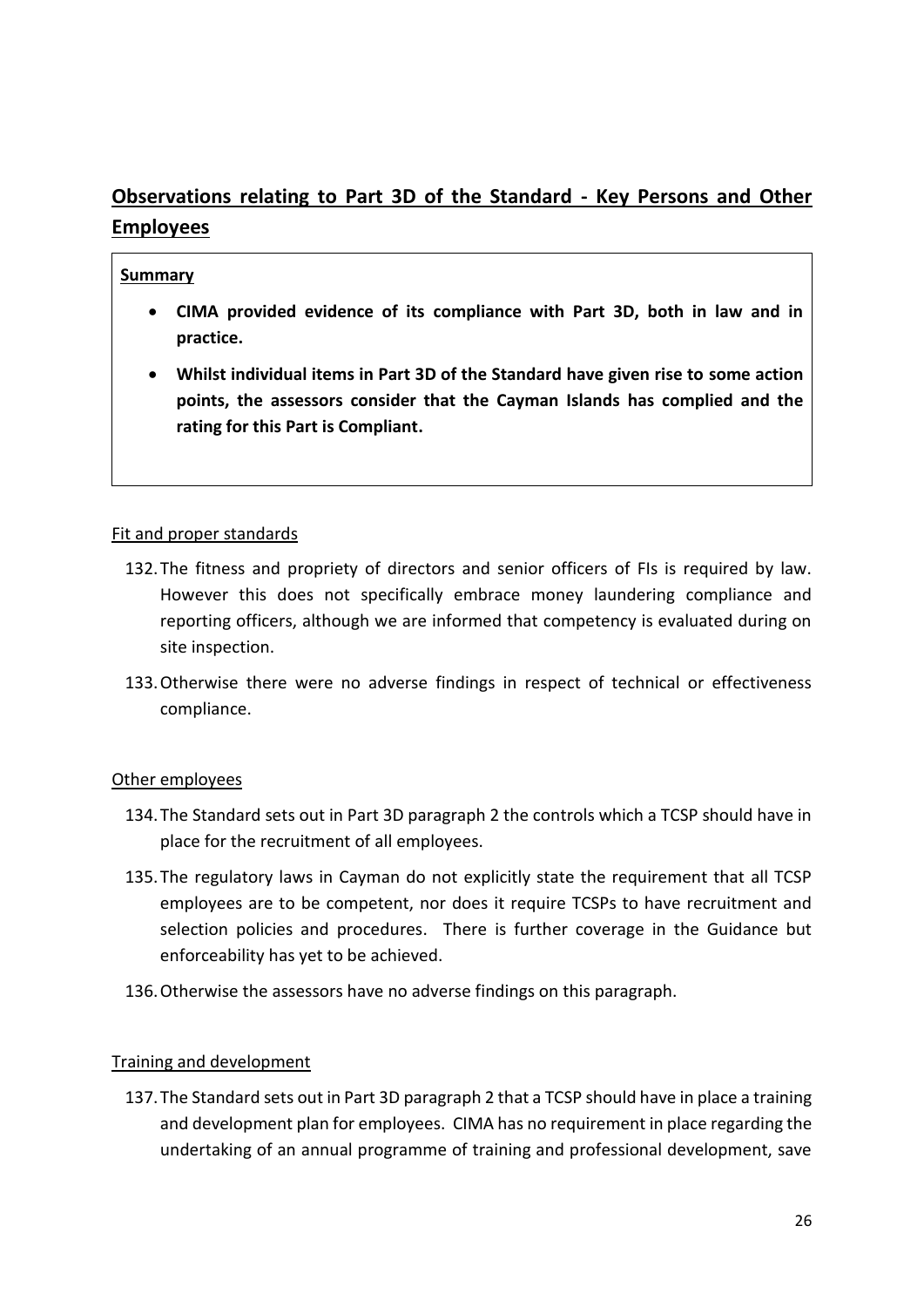## Observations relating to Part 3D of the Standard - Key Persons and Other Employees

**Summary**

- **CIMA provided evidence of its compliance with Part 3D, both in law and in practice.**
- **Whilst individual items in Part 3D of the Standard have given rise to some action points, the assessors consider that the Cayman Islands has complied and the rating for this Part is Compliant.**

Fit and proper standards

132. The fitness and propriety of directors and senior officers of FIs is required by law. However this does not specifically embrace money laundering compliance and reporting officers, although we are informed that competency is evaluated during on site inspection.

133. Otherwise there were no adverse findings in respect of technical or effectiveness compliance.

Other employees

134. The Standard sets out in Part 3D paragraph 2 the controls which a TCSP should have in place for the recruitment of all employees.

135. The regulatory laws in Cayman do not explicitly state the requirement that all TCSP employees are to be competent, nor does it require TCSPs to have recruitment and selection policies and procedures. There is further coverage in the Guidance but enforceability has yet to be achieved.

136. Otherwise the assessors have no adverse findings on this paragraph.

Training and development

137. The Standard sets out in Part 3D paragraph 2 that a TCSP should have in place a training and development plan for employees. CIMA has no requirement in place regarding the undertaking of an annual programme of training and professional development, save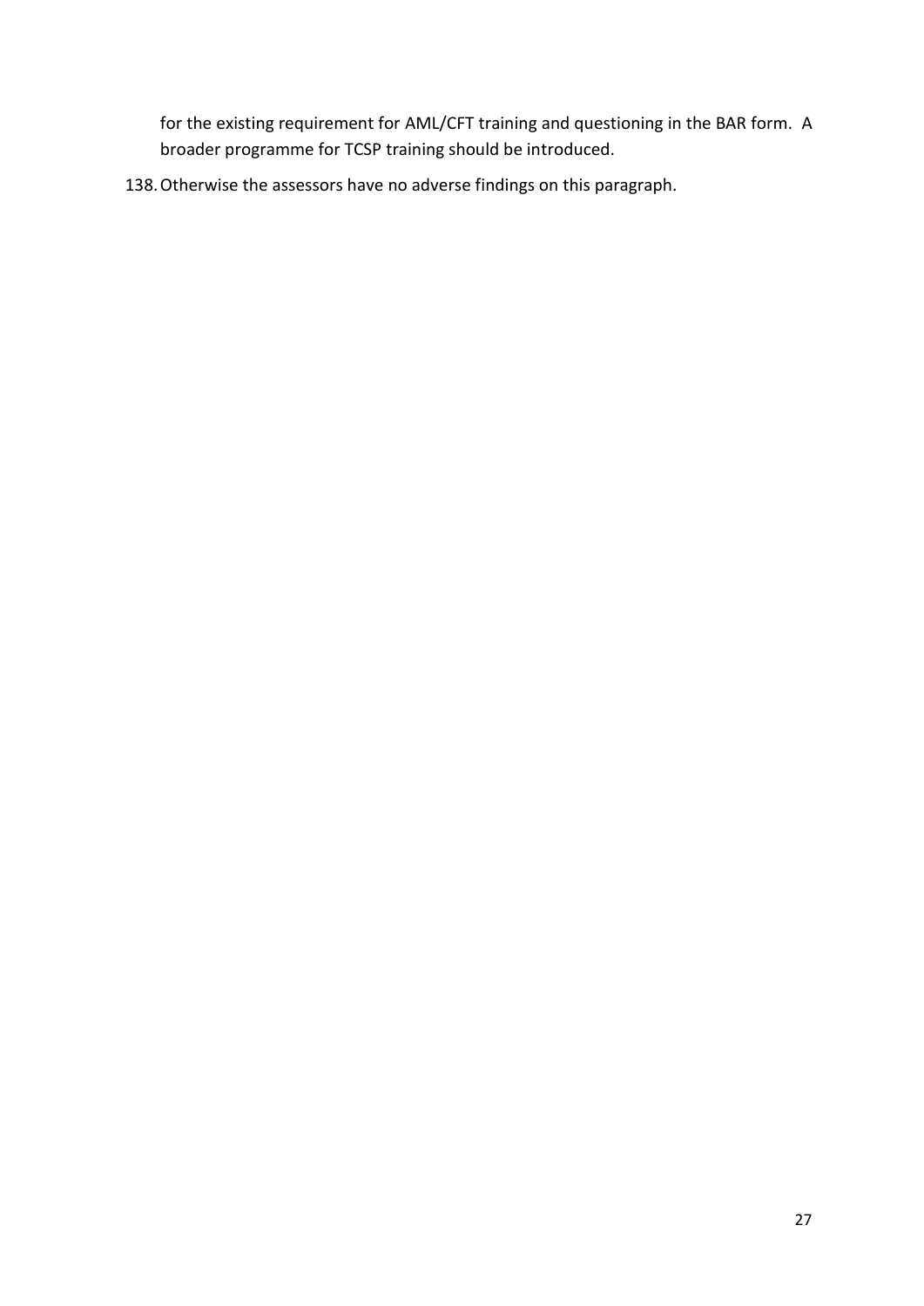for the existing requirement for AML/CFT training and questioning in the BAR form. A broader programme for TCSP training should be introduced.

138. Otherwise the assessors have no adverse findings on this paragraph.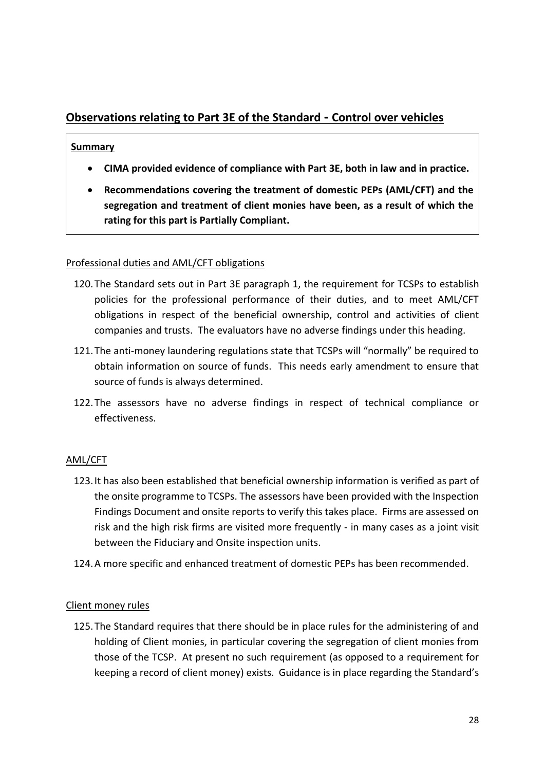## Observations relating to Part 3E of the Standard - Control over vehicles

**Summary**

- **CIMA provided evidence of compliance with Part 3E, both in law and in practice.**
- **Recommendations covering the treatment of domestic PEPs (AML/CFT) and the segregation and treatment of client monies have been, as a result of which the rating for this part is Partially Compliant.**

Professional duties and AML/CFT obligations

120. The Standard sets out in Part 3E paragraph 1, the requirement for TCSPs to establish policies for the professional performance of their duties, and to meet AML/CFT obligations in respect of the beneficial ownership, control and activities of client companies and trusts. The evaluators have no adverse findings under this heading.

121. The anti-money laundering regulations state that TCSPs will "normally" be required to obtain information on source of funds. This needs early amendment to ensure that source of funds is always determined.

122. The assessors have no adverse findings in respect of technical compliance or effectiveness.

AML/CFT

123. It has also been established that beneficial ownership information is verified as part of the onsite programme to TCSPs. The assessors have been provided with the Inspection Findings Document and onsite reports to verify this takes place. Firms are assessed on risk and the high risk firms are visited more frequently - in many cases as a joint visit between the Fiduciary and Onsite inspection units.

124. A more specific and enhanced treatment of domestic PEPs has been recommended.

Client money rules

125. The Standard requires that there should be in place rules for the administering of and holding of Client monies, in particular covering the segregation of client monies from those of the TCSP. At present no such requirement (as opposed to a requirement for keeping a record of client money) exists. Guidance is in place regarding the Standard's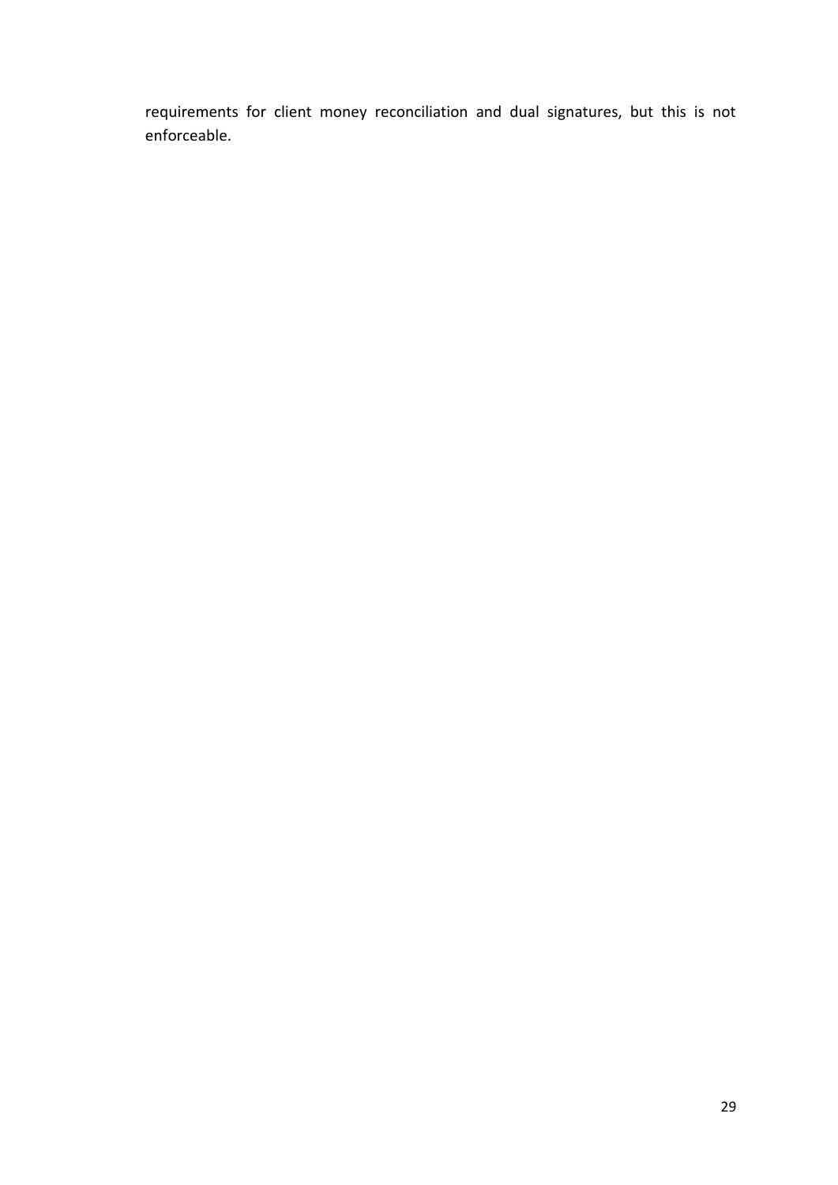requirements for client money reconciliation and dual signatures, but this is not enforceable.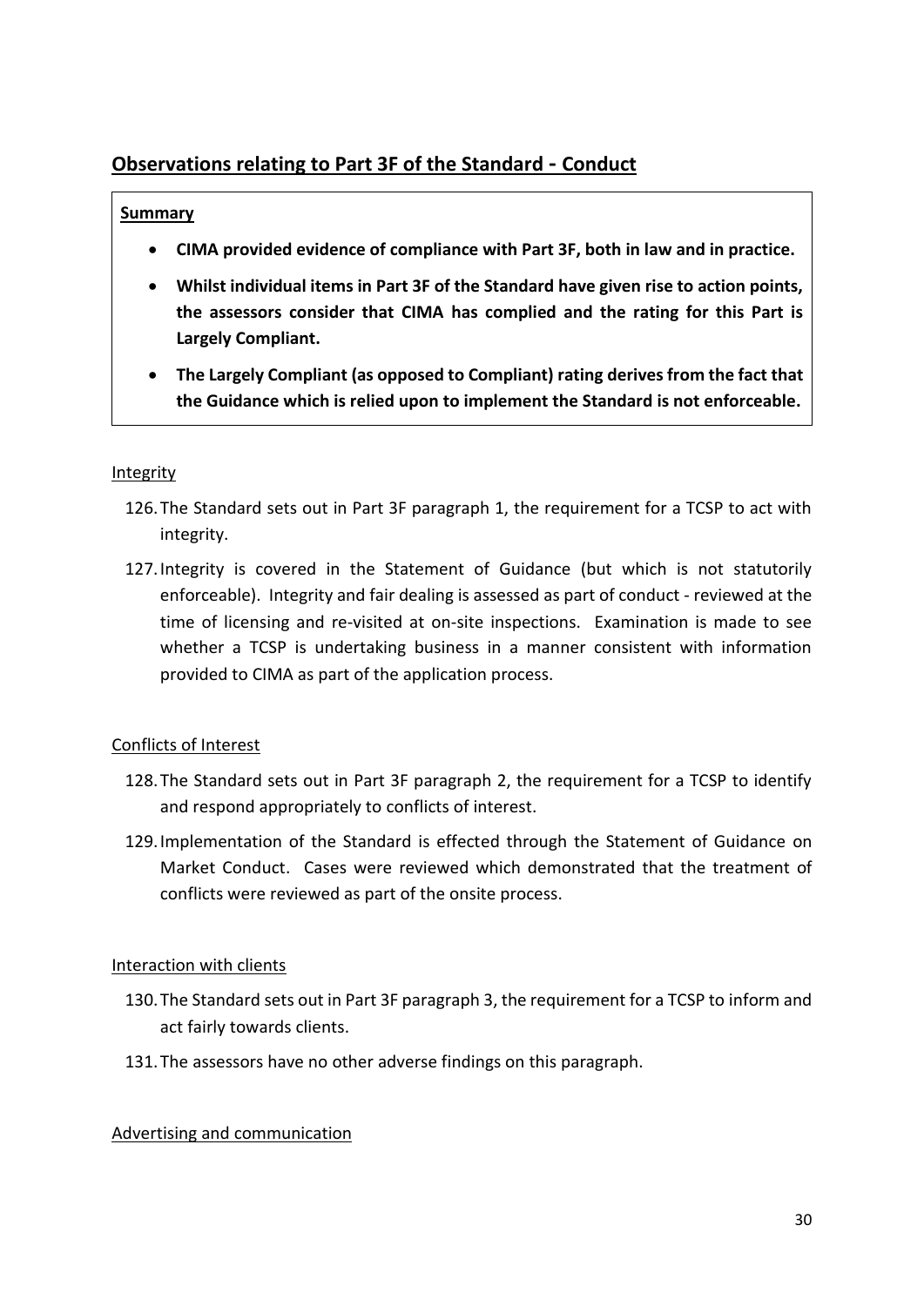## Observations relating to Part 3F of the Standard - Conduct

**Summary**

- **CIMA provided evidence of compliance with Part 3F, both in law and in practice.**
- **Whilst individual items in Part 3F of the Standard have given rise to action points, the assessors consider that CIMA has complied and the rating for this Part is Largely Compliant.**
- **The Largely Compliant (as opposed to Compliant) rating derives from the fact that the Guidance which is relied upon to implement the Standard is not enforceable.**

Integrity

126. The Standard sets out in Part 3F paragraph 1, the requirement for a TCSP to act with integrity.

127. Integrity is covered in the Statement of Guidance (but which is not statutorily enforceable). Integrity and fair dealing is assessed as part of conduct - reviewed at the time of licensing and re-visited at on-site inspections. Examination is made to see whether a TCSP is undertaking business in a manner consistent with information provided to CIMA as part of the application process.

Conflicts of Interest

128. The Standard sets out in Part 3F paragraph 2, the requirement for a TCSP to identify and respond appropriately to conflicts of interest.

129. Implementation of the Standard is effected through the Statement of Guidance on Market Conduct. Cases were reviewed which demonstrated that the treatment of conflicts were reviewed as part of the onsite process.

Interaction with clients

130. The Standard sets out in Part 3F paragraph 3, the requirement for a TCSP to inform and act fairly towards clients.

131. The assessors have no other adverse findings on this paragraph.

Advertising and communication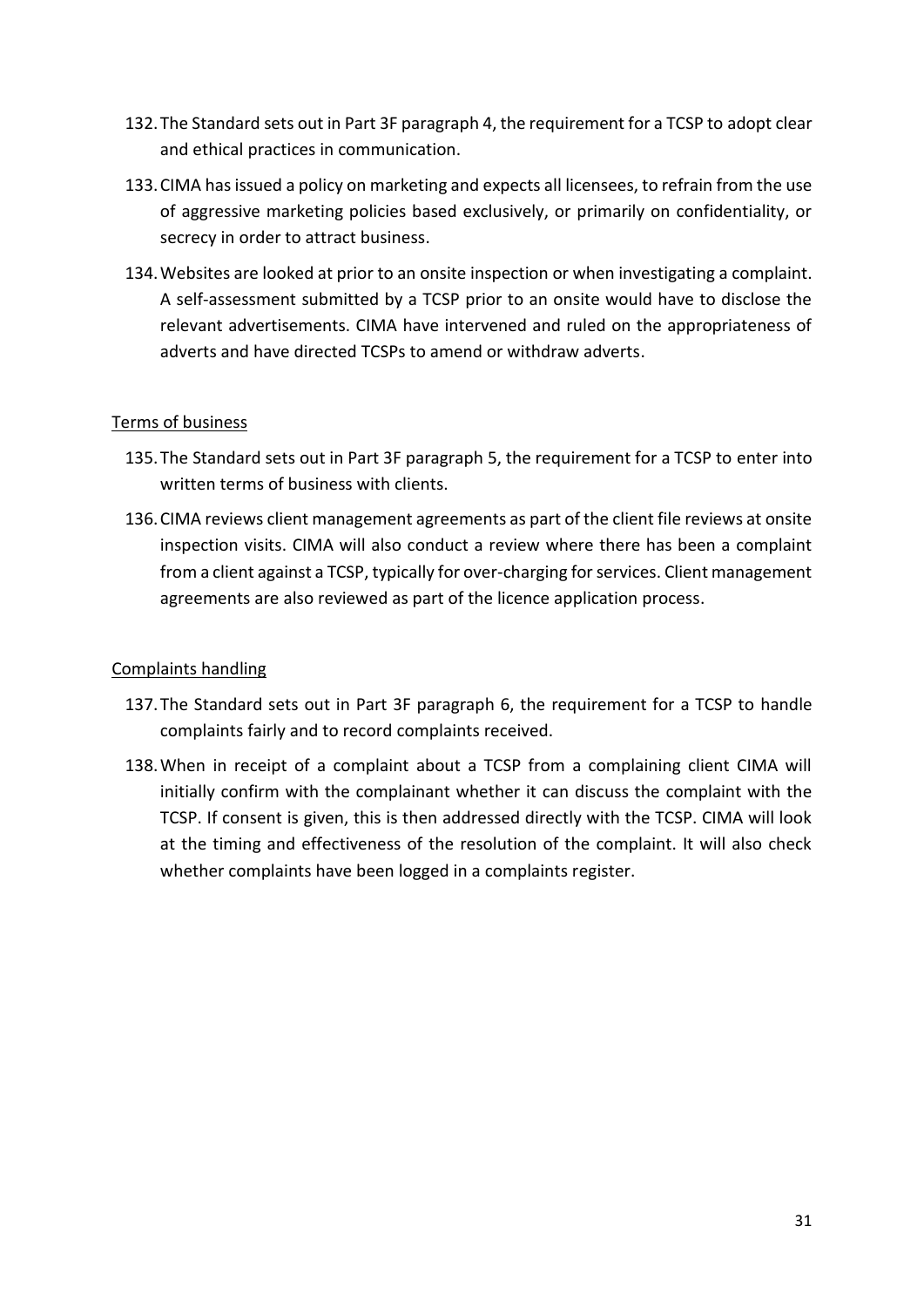132. The Standard sets out in Part 3F paragraph 4, the requirement for a TCSP to adopt clear and ethical practices in communication.

133. CIMA has issued a policy on marketing and expects all licensees, to refrain from the use of aggressive marketing policies based exclusively, or primarily on confidentiality, or secrecy in order to attract business.

134. Websites are looked at prior to an onsite inspection or when investigating a complaint. A self-assessment submitted by a TCSP prior to an onsite would have to disclose the relevant advertisements. CIMA have intervened and ruled on the appropriateness of adverts and have directed TCSPs to amend or withdraw adverts.

<u>Terms of business</u>

135. The Standard sets out in Part 3F paragraph 5, the requirement for a TCSP to enter into written terms of business with clients.

136. CIMA reviews client management agreements as part of the client file reviews at onsite inspection visits. CIMA will also conduct a review where there has been a complaint from a client against a TCSP, typically for over-charging for services. Client management agreements are also reviewed as part of the licence application process.

<u>Complaints handling</u>

137. The Standard sets out in Part 3F paragraph 6, the requirement for a TCSP to handle complaints fairly and to record complaints received.

138. When in receipt of a complaint about a TCSP from a complaining client CIMA will initially confirm with the complainant whether it can discuss the complaint with the TCSP. If consent is given, this is then addressed directly with the TCSP. CIMA will look at the timing and effectiveness of the resolution of the complaint. It will also check whether complaints have been logged in a complaints register.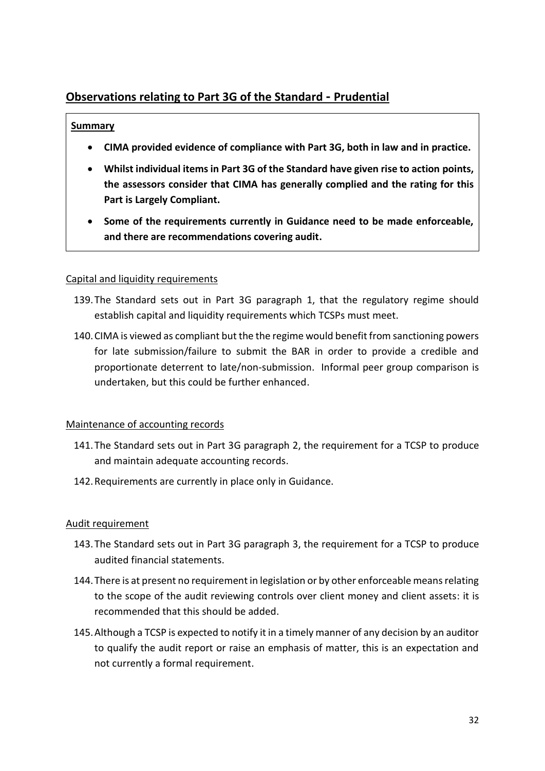## Observations relating to Part 3G of the Standard - Prudential

**Summary**

- **CIMA provided evidence of compliance with Part 3G, both in law and in practice.**
- **Whilst individual items in Part 3G of the Standard have given rise to action points, the assessors consider that CIMA has generally complied and the rating for this Part is Largely Compliant.**
- **Some of the requirements currently in Guidance need to be made enforceable, and there are recommendations covering audit.**

Capital and liquidity requirements

139. The Standard sets out in Part 3G paragraph 1, that the regulatory regime should establish capital and liquidity requirements which TCSPs must meet.

140. CIMA is viewed as compliant but the the regime would benefit from sanctioning powers for late submission/failure to submit the BAR in order to provide a credible and proportionate deterrent to late/non-submission. Informal peer group comparison is undertaken, but this could be further enhanced.

Maintenance of accounting records

141. The Standard sets out in Part 3G paragraph 2, the requirement for a TCSP to produce and maintain adequate accounting records.

142. Requirements are currently in place only in Guidance.

Audit requirement

143. The Standard sets out in Part 3G paragraph 3, the requirement for a TCSP to produce audited financial statements.

144. There is at present no requirement in legislation or by other enforceable means relating to the scope of the audit reviewing controls over client money and client assets: it is recommended that this should be added.

145. Although a TCSP is expected to notify it in a timely manner of any decision by an auditor to qualify the audit report or raise an emphasis of matter, this is an expectation and not currently a formal requirement.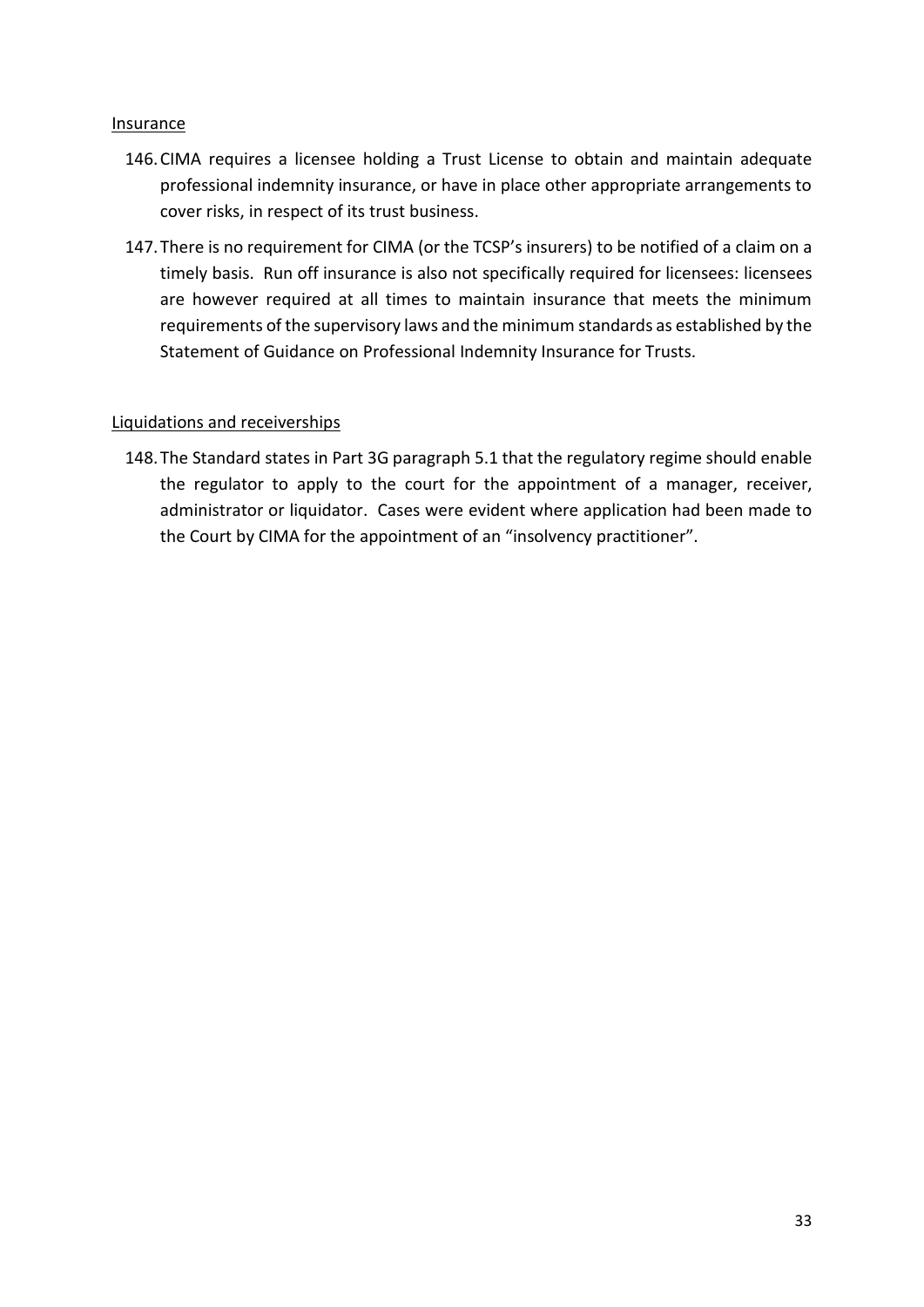<u>Insurance</u>

146. CIMA requires a licensee holding a Trust License to obtain and maintain adequate professional indemnity insurance, or have in place other appropriate arrangements to cover risks, in respect of its trust business.

147. There is no requirement for CIMA (or the TCSP's insurers) to be notified of a claim on a timely basis. Run off insurance is also not specifically required for licensees: licensees are however required at all times to maintain insurance that meets the minimum requirements of the supervisory laws and the minimum standards as established by the Statement of Guidance on Professional Indemnity Insurance for Trusts.

<u>Liquidations and receiverships</u>

148. The Standard states in Part 3G paragraph 5.1 that the regulatory regime should enable the regulator to apply to the court for the appointment of a manager, receiver, administrator or liquidator. Cases were evident where application had been made to the Court by CIMA for the appointment of an "insolvency practitioner".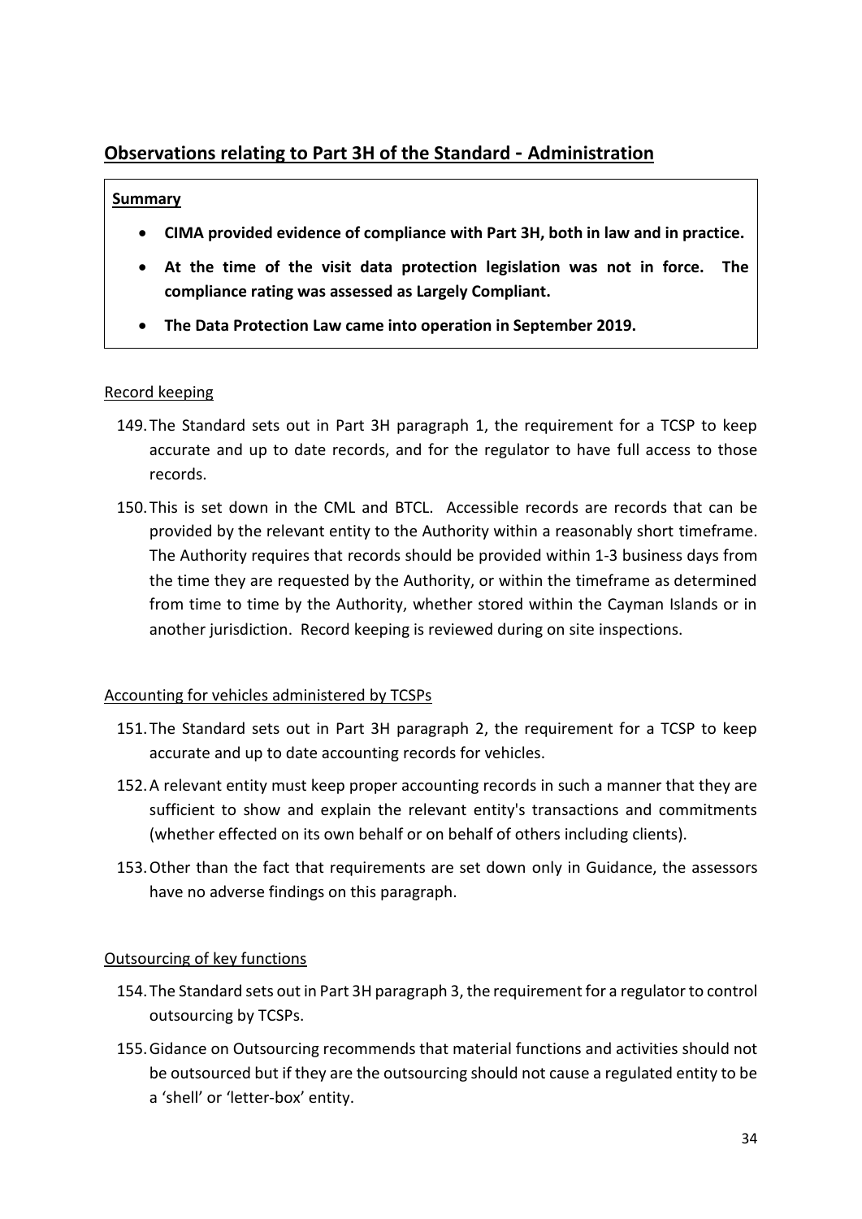## Observations relating to Part 3H of the Standard - Administration

**Summary**

- **CIMA provided evidence of compliance with Part 3H, both in law and in practice.**
- **At the time of the visit data protection legislation was not in force. The compliance rating was assessed as Largely Compliant.**
- **The Data Protection Law came into operation in September 2019.**

Record keeping

149. The Standard sets out in Part 3H paragraph 1, the requirement for a TCSP to keep accurate and up to date records, and for the regulator to have full access to those records.

150. This is set down in the CML and BTCL. Accessible records are records that can be provided by the relevant entity to the Authority within a reasonably short timeframe. The Authority requires that records should be provided within 1-3 business days from the time they are requested by the Authority, or within the timeframe as determined from time to time by the Authority, whether stored within the Cayman Islands or in another jurisdiction. Record keeping is reviewed during on site inspections.

Accounting for vehicles administered by TCSPs

151. The Standard sets out in Part 3H paragraph 2, the requirement for a TCSP to keep accurate and up to date accounting records for vehicles.

152. A relevant entity must keep proper accounting records in such a manner that they are sufficient to show and explain the relevant entity's transactions and commitments (whether effected on its own behalf or on behalf of others including clients).

153. Other than the fact that requirements are set down only in Guidance, the assessors have no adverse findings on this paragraph.

Outsourcing of key functions

154. The Standard sets out in Part 3H paragraph 3, the requirement for a regulator to control outsourcing by TCSPs.

155. Gidance on Outsourcing recommends that material functions and activities should not be outsourced but if they are the outsourcing should not cause a regulated entity to be a 'shell' or 'letter-box' entity.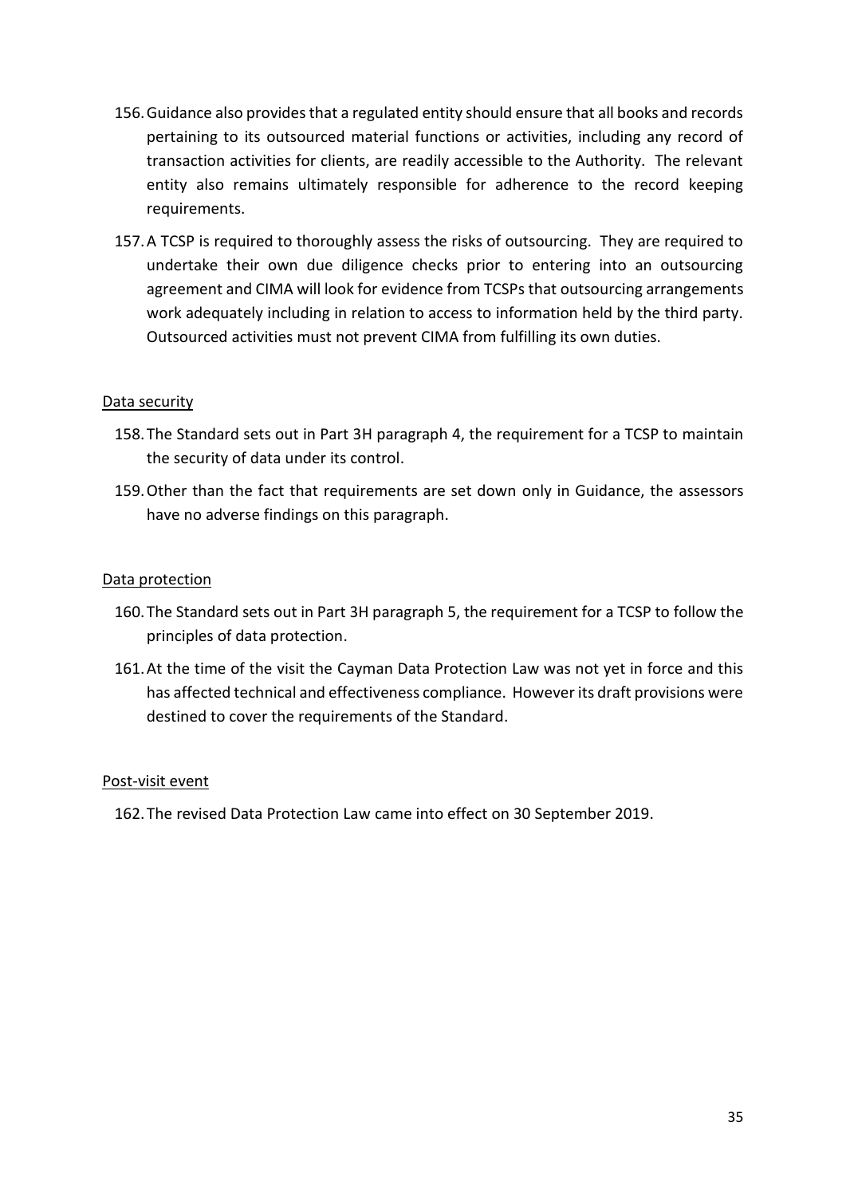156. Guidance also provides that a regulated entity should ensure that all books and records pertaining to its outsourced material functions or activities, including any record of transaction activities for clients, are readily accessible to the Authority. The relevant entity also remains ultimately responsible for adherence to the record keeping requirements.

157. A TCSP is required to thoroughly assess the risks of outsourcing. They are required to undertake their own due diligence checks prior to entering into an outsourcing agreement and CIMA will look for evidence from TCSPs that outsourcing arrangements work adequately including in relation to access to information held by the third party. Outsourced activities must not prevent CIMA from fulfilling its own duties.

<u>Data security</u>

158. The Standard sets out in Part 3H paragraph 4, the requirement for a TCSP to maintain the security of data under its control.

159. Other than the fact that requirements are set down only in Guidance, the assessors have no adverse findings on this paragraph.

<u>Data protection</u>

160. The Standard sets out in Part 3H paragraph 5, the requirement for a TCSP to follow the principles of data protection.

161. At the time of the visit the Cayman Data Protection Law was not yet in force and this has affected technical and effectiveness compliance. However its draft provisions were destined to cover the requirements of the Standard.

<u>Post-visit event</u>

162. The revised Data Protection Law came into effect on 30 September 2019.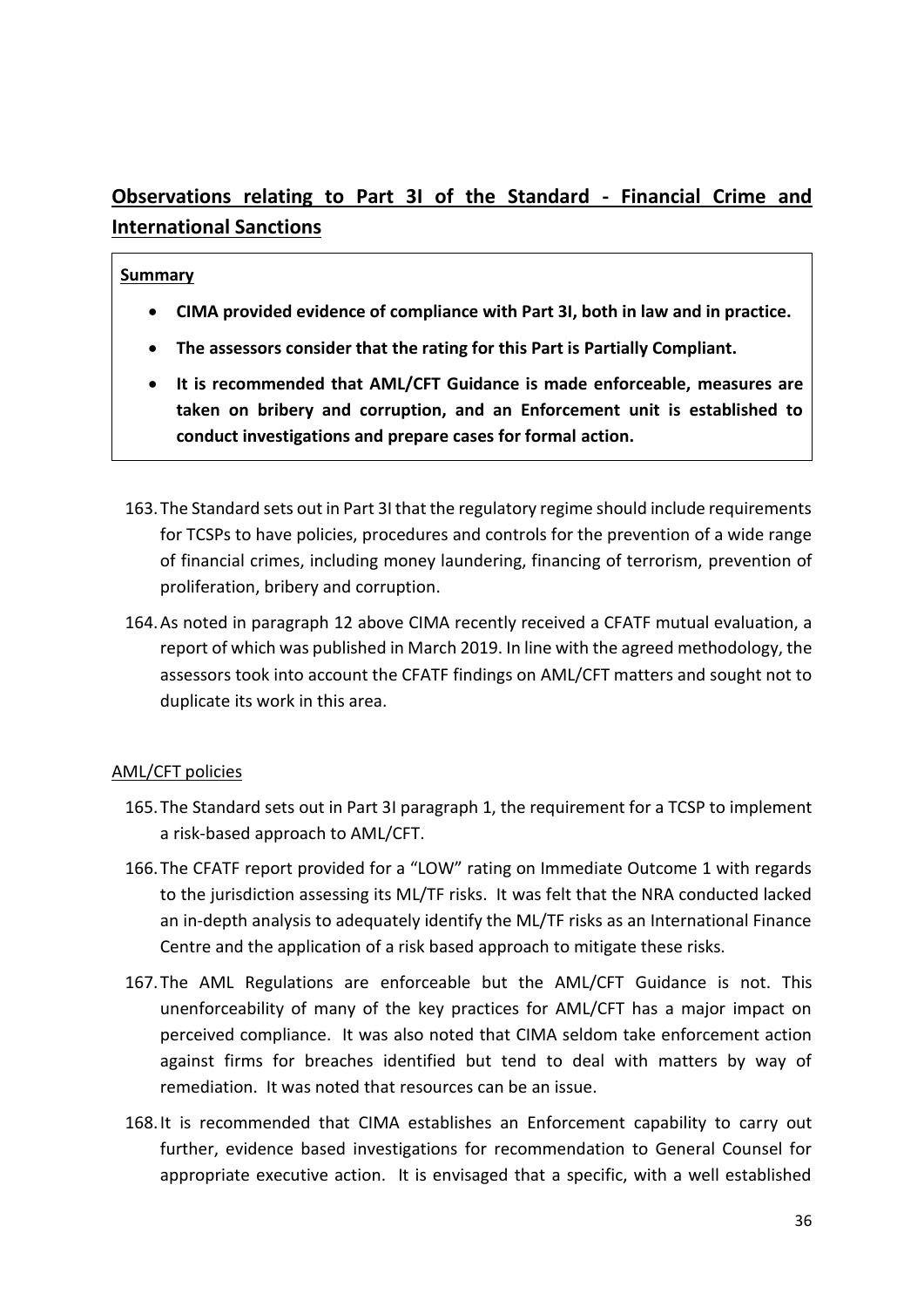## **Observations relating to Part 3I of the Standard - Financial Crime and International Sanctions**

**Summary**

- **CIMA provided evidence of compliance with Part 3I, both in law and in practice.**
- **The assessors consider that the rating for this Part is Partially Compliant.**
- **It is recommended that AML/CFT Guidance is made enforceable, measures are taken on bribery and corruption, and an Enforcement unit is established to conduct investigations and prepare cases for formal action.**

163. The Standard sets out in Part 3I that the regulatory regime should include requirements for TCSPs to have policies, procedures and controls for the prevention of a wide range of financial crimes, including money laundering, financing of terrorism, prevention of proliferation, bribery and corruption.

164. As noted in paragraph 12 above CIMA recently received a CFATF mutual evaluation, a report of which was published in March 2019. In line with the agreed methodology, the assessors took into account the CFATF findings on AML/CFT matters and sought not to duplicate its work in this area.

AML/CFT policies

165. The Standard sets out in Part 3I paragraph 1, the requirement for a TCSP to implement a risk-based approach to AML/CFT.

166. The CFATF report provided for a "LOW" rating on Immediate Outcome 1 with regards to the jurisdiction assessing its ML/TF risks. It was felt that the NRA conducted lacked an in-depth analysis to adequately identify the ML/TF risks as an International Finance Centre and the application of a risk based approach to mitigate these risks.

167. The AML Regulations are enforceable but the AML/CFT Guidance is not. This unenforceability of many of the key practices for AML/CFT has a major impact on perceived compliance. It was also noted that CIMA seldom take enforcement action against firms for breaches identified but tend to deal with matters by way of remediation. It was noted that resources can be an issue.

168. It is recommended that CIMA establishes an Enforcement capability to carry out further, evidence based investigations for recommendation to General Counsel for appropriate executive action. It is envisaged that a specific, with a well established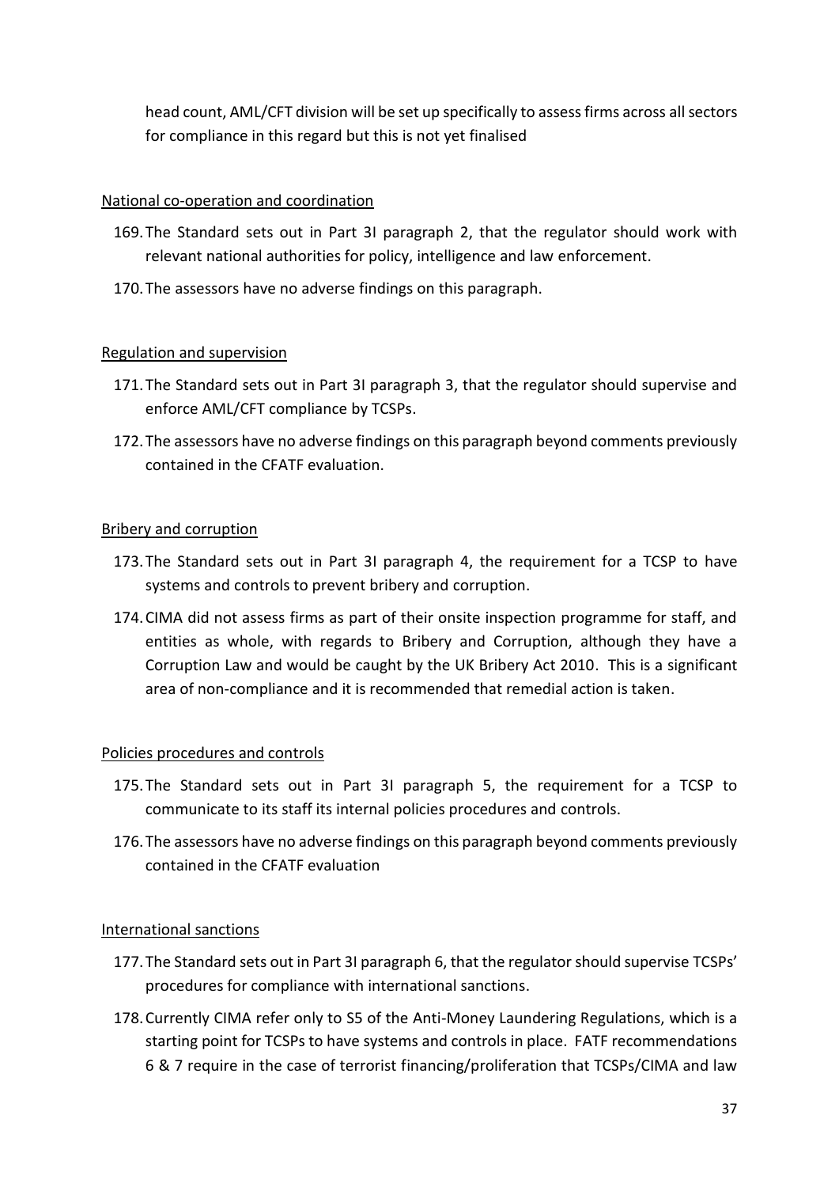head count, AML/CFT division will be set up specifically to assess firms across all sectors for compliance in this regard but this is not yet finalised

National co-operation and coordination

169. The Standard sets out in Part 3I paragraph 2, that the regulator should work with relevant national authorities for policy, intelligence and law enforcement.

170. The assessors have no adverse findings on this paragraph.

Regulation and supervision

171. The Standard sets out in Part 3I paragraph 3, that the regulator should supervise and enforce AML/CFT compliance by TCSPs.

172. The assessors have no adverse findings on this paragraph beyond comments previously contained in the CFATF evaluation.

Bribery and corruption

173. The Standard sets out in Part 3I paragraph 4, the requirement for a TCSP to have systems and controls to prevent bribery and corruption.

174. CIMA did not assess firms as part of their onsite inspection programme for staff, and entities as whole, with regards to Bribery and Corruption, although they have a Corruption Law and would be caught by the UK Bribery Act 2010. This is a significant area of non-compliance and it is recommended that remedial action is taken.

Policies procedures and controls

175. The Standard sets out in Part 3I paragraph 5, the requirement for a TCSP to communicate to its staff its internal policies procedures and controls.

176. The assessors have no adverse findings on this paragraph beyond comments previously contained in the CFATF evaluation

International sanctions

177. The Standard sets out in Part 3I paragraph 6, that the regulator should supervise TCSPs' procedures for compliance with international sanctions.

178. Currently CIMA refer only to S5 of the Anti-Money Laundering Regulations, which is a starting point for TCSPs to have systems and controls in place. FATF recommendations 6 & 7 require in the case of terrorist financing/proliferation that TCSPs/CIMA and law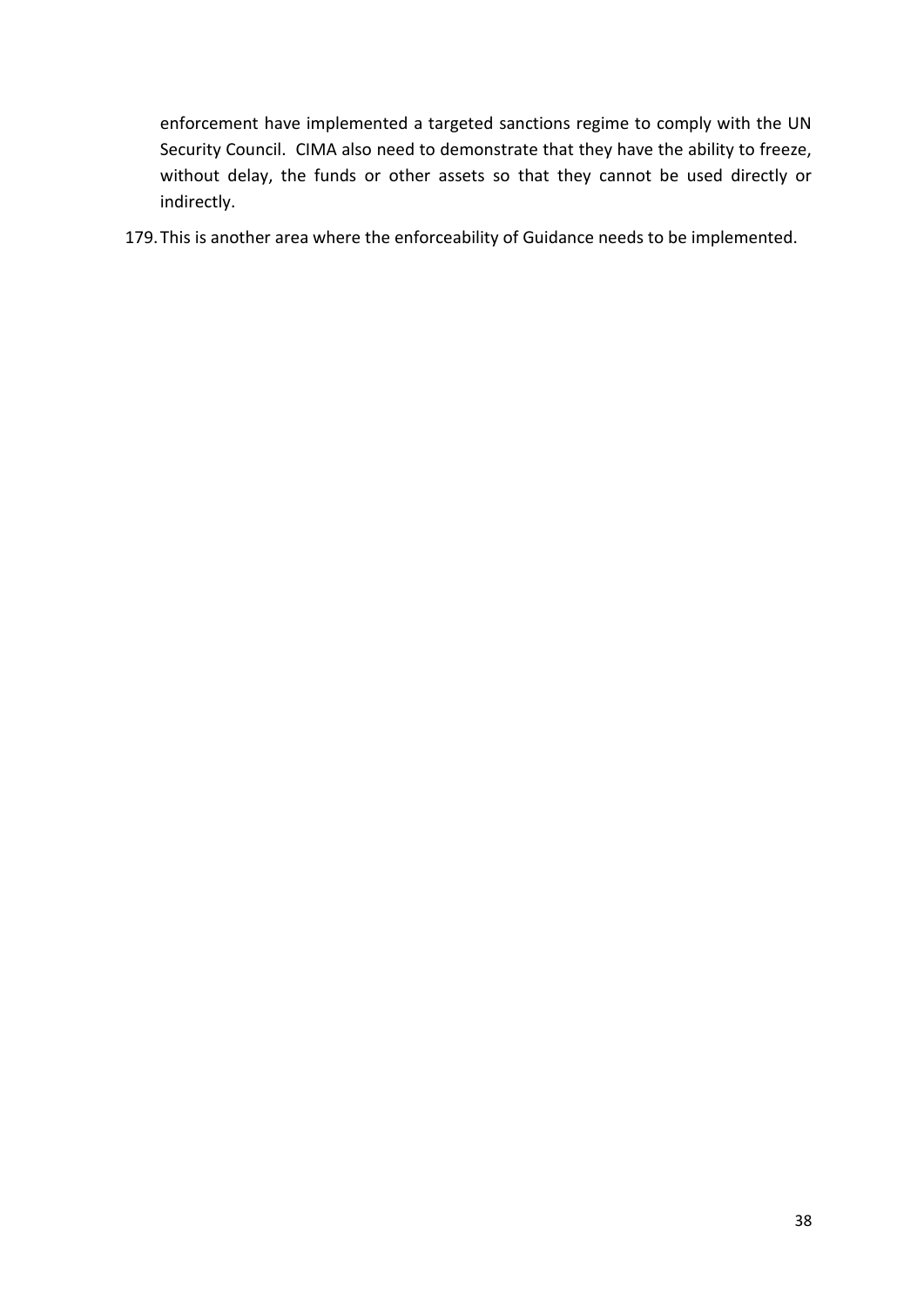enforcement have implemented a targeted sanctions regime to comply with the UN Security Council. CIMA also need to demonstrate that they have the ability to freeze, without delay, the funds or other assets so that they cannot be used directly or indirectly.

179. This is another area where the enforceability of Guidance needs to be implemented.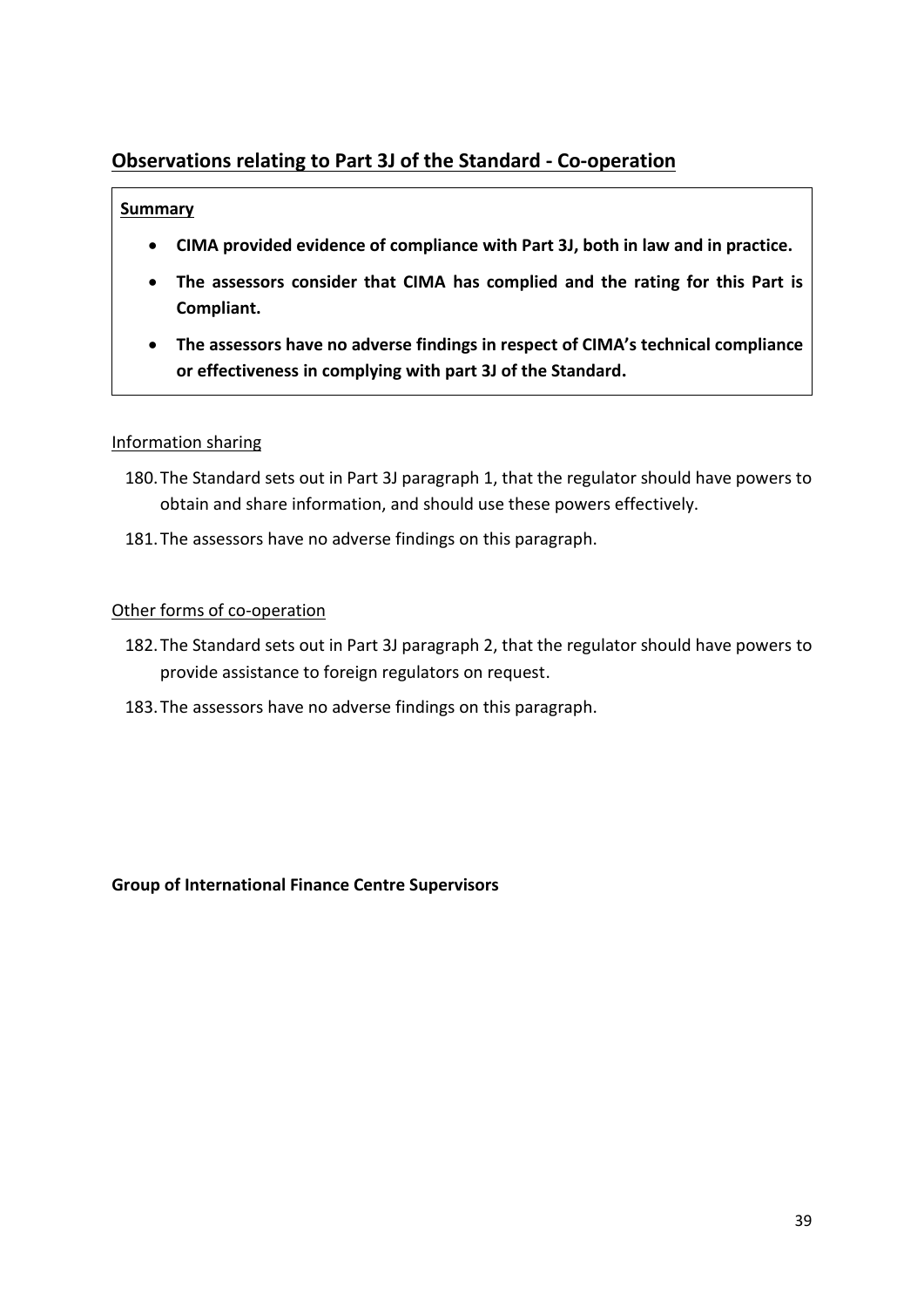## Observations relating to Part 3J of the Standard - Co-operation

**Summary**

- **CIMA provided evidence of compliance with Part 3J, both in law and in practice.**
- **The assessors consider that CIMA has complied and the rating for this Part is Compliant.**
- **The assessors have no adverse findings in respect of CIMA's technical compliance or effectiveness in complying with part 3J of the Standard.**

Information sharing

180. The Standard sets out in Part 3J paragraph 1, that the regulator should have powers to obtain and share information, and should use these powers effectively.

181. The assessors have no adverse findings on this paragraph.

Other forms of co-operation

182. The Standard sets out in Part 3J paragraph 2, that the regulator should have powers to provide assistance to foreign regulators on request.

183. The assessors have no adverse findings on this paragraph.

**Group of International Finance Centre Supervisors**